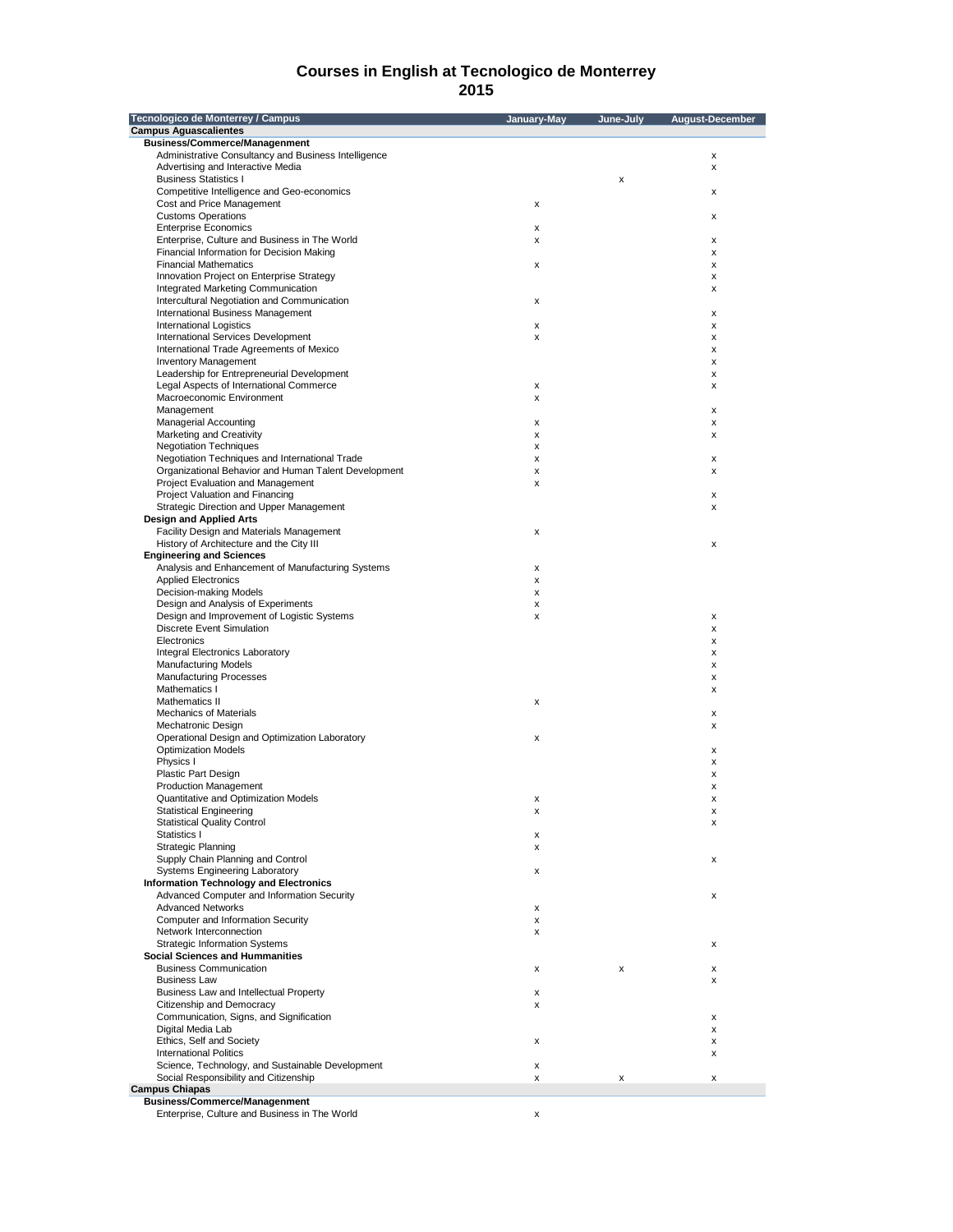# Courses in English at Tecnologico de Monterrey
## 2015

| Tecnologico de Monterrey / Campus | January-May | June-July | August-December |
|---|---|---|---|
| **Campus Aguascalientes** | | | |
| **Business/Commerce/Managenment** | | | |
| Administrative Consultancy and Business Intelligence | | | x |
| Advertising and Interactive Media | | | x |
| Business Statistics I | | x | |
| Competitive Intelligence and Geo-economics | | | x |
| Cost and Price Management | x | | |
| Customs Operations | | | x |
| Enterprise Economics | x | | |
| Enterprise, Culture and Business in The World | x | | x |
| Financial Information for Decision Making | | | x |
| Financial Mathematics | x | | x |
| Innovation Project on Enterprise Strategy | | | x |
| Integrated Marketing Communication | | | x |
| Intercultural Negotiation and Communication | x | | |
| International Business Management | | | x |
| International Logistics | x | | x |
| International Services Development | x | | x |
| International Trade Agreements of Mexico | | | x |
| Inventory Management | | | x |
| Leadership for Entrepreneurial Development | | | x |
| Legal Aspects of International Commerce | x | | x |
| Macroeconomic Environment | x | | |
| Management | | | x |
| Managerial Accounting | x | | x |
| Marketing and Creativity | x | | x |
| Negotiation Techniques | x | | |
| Negotiation Techniques and International Trade | x | | x |
| Organizational Behavior and Human Talent Development | x | | x |
| Project Evaluation and Management | x | | |
| Project Valuation and Financing | | | x |
| Strategic Direction and Upper Management | | | x |
| **Design and Applied Arts** | | | |
| Facility Design and Materials Management | x | | |
| History of Architecture and the City III | | | x |
| **Engineering and Sciences** | | | |
| Analysis and Enhancement of Manufacturing Systems | x | | |
| Applied Electronics | x | | |
| Decision-making Models | x | | |
| Design and Analysis of Experiments | x | | |
| Design and Improvement of Logistic Systems | x | | x |
| Discrete Event Simulation | | | x |
| Electronics | | | x |
| Integral Electronics Laboratory | | | x |
| Manufacturing Models | | | x |
| Manufacturing Processes | | | x |
| Mathematics I | | | x |
| Mathematics II | x | | |
| Mechanics of Materials | | | x |
| Mechatronic Design | | | x |
| Operational Design and Optimization Laboratory | x | | |
| Optimization Models | | | x |
| Physics I | | | x |
| Plastic Part Design | | | x |
| Production Management | | | x |
| Quantitative and Optimization Models | x | | x |
| Statistical Engineering | x | | x |
| Statistical Quality Control | | | x |
| Statistics I | x | | |
| Strategic Planning | x | | |
| Supply Chain Planning and Control | | | x |
| Systems Engineering Laboratory | x | | |
| **Information Technology and Electronics** | | | |
| Advanced Computer and Information Security | | | x |
| Advanced Networks | x | | |
| Computer and Information Security | x | | |
| Network Interconnection | x | | |
| Strategic Information Systems | | | x |
| **Social Sciences and Hummanities** | | | |
| Business Communication | x | x | x |
| Business Law | | | x |
| Business Law and Intellectual Property | x | | |
| Citizenship and Democracy | x | | |
| Communication, Signs, and Signification | | | x |
| Digital Media Lab | | | x |
| Ethics, Self and Society | x | | x |
| International Politics | | | x |
| Science, Technology, and Sustainable Development | x | | |
| Social Responsibility and Citizenship | x | x | x |
| **Campus Chiapas** | | | |
| **Business/Commerce/Managenment** | | | |
| Enterprise, Culture and Business in The World | x | | |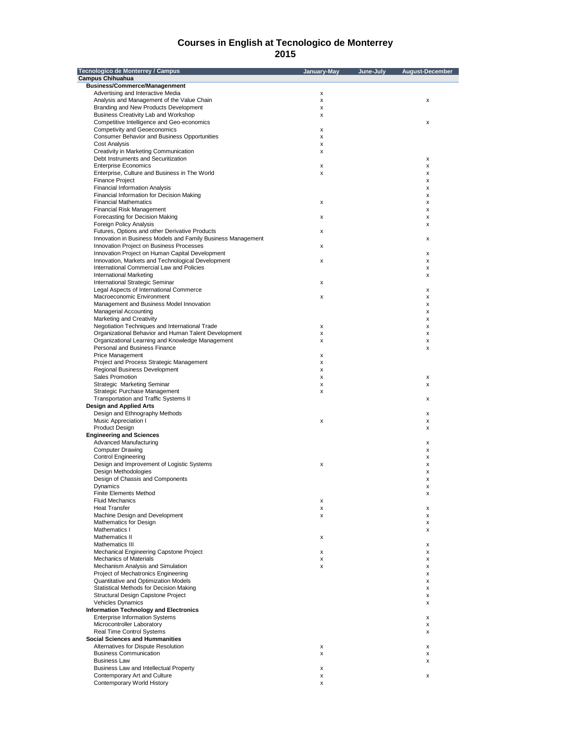# Courses in English at Tecnologico de Monterrey
## 2015

| Tecnologico de Monterrey / Campus | January-May | June-July | August-December |
|---|---|---|---|
| **Campus Chihuahua** | | | |
| **Business/Commerce/Managenment** | | | |
| Advertising and Interactive Media | x | | |
| Analysis and Management of the Value Chain | x | | x |
| Branding and New Products Development | x | | |
| Business Creativity Lab and Workshop | x | | |
| Competitive Intelligence and Geo-economics | | | x |
| Competivity and Geoeconomics | x | | |
| Consumer Behavior and Business Opportunities | x | | |
| Cost Analysis | x | | |
| Creativity in Marketing Communication | x | | |
| Debt Instruments and Securitization | | | x |
| Enterprise Economics | x | | x |
| Enterprise, Culture and Business in The World | x | | x |
| Finance Project | | | x |
| Financial Information Analysis | | | x |
| Financial Information for Decision Making | | | x |
| Financial Mathematics | x | | x |
| Financial Risk Management | | | x |
| Forecasting for Decision Making | x | | x |
| Foreign Policy Analysis | | | x |
| Futures, Options and other Derivative Products | x | | |
| Innovation in Business Models and Family Business Management | | | x |
| Innovation Project on Business Processes | x | | |
| Innovation Project on Human Capital Development | | | x |
| Innovation, Markets and Technological Development | x | | x |
| International Commercial Law and Policies | | | x |
| International Marketing | | | x |
| International Strategic Seminar | x | | |
| Legal Aspects of International Commerce | | | x |
| Macroeconomic Environment | x | | x |
| Management and Business Model Innovation | | | x |
| Managerial Accounting | | | x |
| Marketing and Creativity | | | x |
| Negotiation Techniques and International Trade | x | | x |
| Organizational Behavior and Human Talent Development | x | | x |
| Organizational Learning and Knowledge Management | x | | x |
| Personal and Business Finance | | | x |
| Price Management | x | | |
| Project and Process Strategic Management | x | | |
| Regional Business Development | x | | |
| Sales Promotion | x | | x |
| Strategic Marketing Seminar | x | | x |
| Strategic Purchase Management | x | | |
| Transportation and Traffic Systems II | | | x |
| **Design and Applied Arts** | | | |
| Design and Ethnography Methods | | | x |
| Music Appreciation I | x | | x |
| Product Design | | | x |
| **Engineering and Sciences** | | | |
| Advanced Manufacturing | | | x |
| Computer Drawing | | | x |
| Control Engineering | | | x |
| Design and Improvement of Logistic Systems | x | | x |
| Design Methodologies | | | x |
| Design of Chassis and Components | | | x |
| Dynamics | | | x |
| Finite Elements Method | | | x |
| Fluid Mechanics | x | | |
| Heat Transfer | x | | x |
| Machine Design and Development | x | | x |
| Mathematics for Design | | | x |
| Mathematics I | | | x |
| Mathematics II | x | | |
| Mathematics III | | | x |
| Mechanical Engineering Capstone Project | x | | x |
| Mechanics of Materials | x | | x |
| Mechanism Analysis and Simulation | x | | x |
| Project of Mechatronics Engineering | | | x |
| Quantitative and Optimization Models | | | x |
| Statistical Methods for Decision Making | | | x |
| Structural Design Capstone Project | | | x |
| Vehicles Dynamics | | | x |
| **Information Technology and Electronics** | | | |
| Enterprise Information Systems | | | x |
| Microcontroller Laboratory | | | x |
| Real Time Control Systems | | | x |
| **Social Sciences and Hummanities** | | | |
| Alternatives for Dispute Resolution | x | | x |
| Business Communication | x | | x |
| Business Law | | | x |
| Business Law and Intellectual Property | x | | |
| Contemporary Art and Culture | x | | x |
| Contemporary World History | x | | |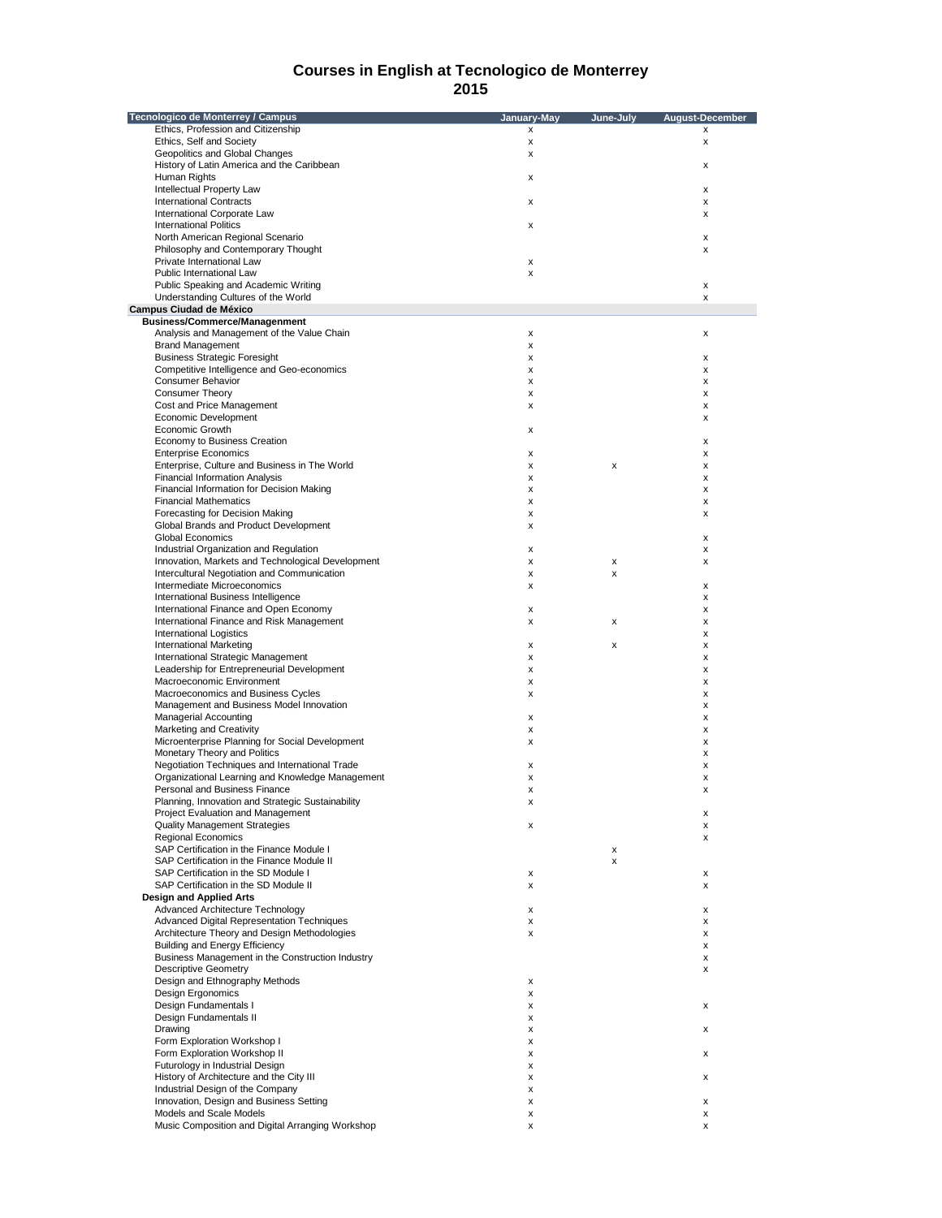# Courses in English at Tecnologico de Monterrey
## 2015

| Tecnologico de Monterrey / Campus | January-May | June-July | August-December |
|---|---|---|---|
| Ethics, Profession and Citizenship | x | | x |
| Ethics, Self and Society | x | | x |
| Geopolitics and Global Changes | x | | |
| History of Latin America and the Caribbean | | | x |
| Human Rights | x | | |
| Intellectual Property Law | | | x |
| International Contracts | x | | x |
| International Corporate Law | | | x |
| International Politics | x | | |
| North American Regional Scenario | | | x |
| Philosophy and Contemporary Thought | | | x |
| Private International Law | x | | |
| Public International Law | x | | |
| Public Speaking and Academic Writing | | | x |
| Understanding Cultures of the World | | | x |
| **Campus Ciudad de México** | | | |
| **Business/Commerce/Managenment** | | | |
| Analysis and Management of the Value Chain | x | | x |
| Brand Management | x | | |
| Business Strategic Foresight | x | | x |
| Competitive Intelligence and Geo-economics | x | | x |
| Consumer Behavior | x | | x |
| Consumer Theory | x | | x |
| Cost and Price Management | x | | x |
| Economic Development | | | x |
| Economic Growth | x | | |
| Economy to Business Creation | | | x |
| Enterprise Economics | x | | x |
| Enterprise, Culture and Business in The World | x | x | x |
| Financial Information Analysis | x | | x |
| Financial Information for Decision Making | x | | x |
| Financial Mathematics | x | | x |
| Forecasting for Decision Making | x | | x |
| Global Brands and Product Development | x | | |
| Global Economics | | | x |
| Industrial Organization and Regulation | x | | x |
| Innovation, Markets and Technological Development | x | x | x |
| Intercultural Negotiation and Communication | x | x | |
| Intermediate Microeconomics | x | | x |
| International Business Intelligence | | | x |
| International Finance and Open Economy | x | | x |
| International Finance and Risk Management | x | x | x |
| International Logistics | | | x |
| International Marketing | x | x | x |
| International Strategic Management | x | | x |
| Leadership for Entrepreneurial Development | x | | x |
| Macroeconomic Environment | x | | x |
| Macroeconomics and Business Cycles | x | | x |
| Management and Business Model Innovation | | | x |
| Managerial Accounting | x | | x |
| Marketing and Creativity | x | | x |
| Microenterprise Planning for Social Development | x | | x |
| Monetary Theory and Politics | | | x |
| Negotiation Techniques and International Trade | x | | x |
| Organizational Learning and Knowledge Management | x | | x |
| Personal and Business Finance | x | | x |
| Planning, Innovation and Strategic Sustainability | x | | |
| Project Evaluation and Management | | | x |
| Quality Management Strategies | x | | x |
| Regional Economics | | | x |
| SAP Certification in the Finance Module I | | x | |
| SAP Certification in the Finance Module II | | x | |
| SAP Certification in the SD Module I | x | | x |
| SAP Certification in the SD Module II | x | | x |
| **Design and Applied Arts** | | | |
| Advanced Architecture Technology | x | | x |
| Advanced Digital Representation Techniques | x | | x |
| Architecture Theory and Design Methodologies | x | | x |
| Building and Energy Efficiency | | | x |
| Business Management in the Construction Industry | | | x |
| Descriptive Geometry | | | x |
| Design and Ethnography Methods | x | | |
| Design Ergonomics | x | | |
| Design Fundamentals I | x | | x |
| Design Fundamentals II | x | | |
| Drawing | x | | x |
| Form Exploration Workshop I | x | | |
| Form Exploration Workshop II | x | | x |
| Futurology in Industrial Design | x | | |
| History of Architecture and the City III | x | | x |
| Industrial Design of the Company | x | | |
| Innovation, Design and Business Setting | x | | x |
| Models and Scale Models | x | | x |
| Music Composition and Digital Arranging Workshop | x | | x |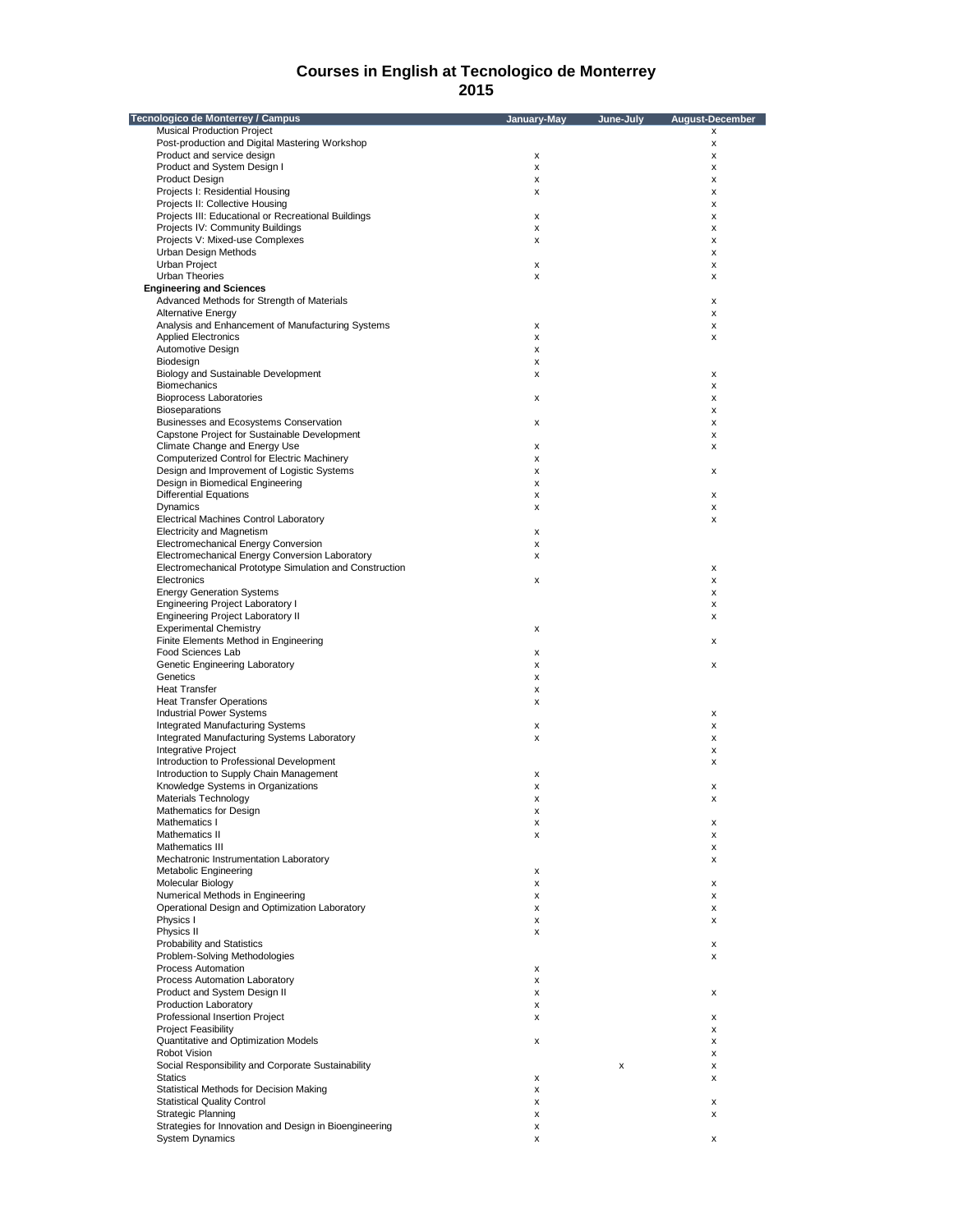# Courses in English at Tecnologico de Monterrey
## 2015

| Tecnologico de Monterrey / Campus | January-May | June-July | August-December |
|---|---|---|---|
| Musical Production Project | | | x |
| Post-production and Digital Mastering Workshop | | | x |
| Product and service design | x | | x |
| Product and System Design I | x | | x |
| Product Design | x | | x |
| Projects I: Residential Housing | x | | x |
| Projects II: Collective Housing | | | x |
| Projects III: Educational or Recreational Buildings | x | | x |
| Projects IV: Community Buildings | x | | x |
| Projects V: Mixed-use Complexes | x | | x |
| Urban Design Methods | | | x |
| Urban Project | x | | x |
| Urban Theories | x | | x |
| **Engineering and Sciences** | | | |
| Advanced Methods for Strength of Materials | | | x |
| Alternative Energy | | | x |
| Analysis and Enhancement of Manufacturing Systems | x | | x |
| Applied Electronics | x | | x |
| Automotive Design | x | | |
| Biodesign | x | | |
| Biology and Sustainable Development | x | | x |
| Biomechanics | | | x |
| Bioprocess Laboratories | x | | x |
| Bioseparations | | | x |
| Businesses and Ecosystems Conservation | x | | x |
| Capstone Project for Sustainable Development | | | x |
| Climate Change and Energy Use | x | | x |
| Computerized Control for Electric Machinery | x | | |
| Design and Improvement of Logistic Systems | x | | x |
| Design in Biomedical Engineering | x | | |
| Differential Equations | x | | x |
| Dynamics | x | | x |
| Electrical Machines Control Laboratory | | | x |
| Electricity and Magnetism | x | | |
| Electromechanical Energy Conversion | x | | |
| Electromechanical Energy Conversion Laboratory | x | | |
| Electromechanical Prototype Simulation and Construction | | | x |
| Electronics | x | | x |
| Energy Generation Systems | | | x |
| Engineering Project Laboratory I | | | x |
| Engineering Project Laboratory II | | | x |
| Experimental Chemistry | x | | |
| Finite Elements Method in Engineering | | | x |
| Food Sciences Lab | x | | |
| Genetic Engineering Laboratory | x | | x |
| Genetics | x | | |
| Heat Transfer | x | | |
| Heat Transfer Operations | x | | |
| Industrial Power Systems | | | x |
| Integrated Manufacturing Systems | x | | x |
| Integrated Manufacturing Systems Laboratory | x | | x |
| Integrative Project | | | x |
| Introduction to Professional Development | | | x |
| Introduction to Supply Chain Management | x | | |
| Knowledge Systems in Organizations | x | | x |
| Materials Technology | x | | x |
| Mathematics for Design | x | | |
| Mathematics I | x | | x |
| Mathematics II | x | | x |
| Mathematics III | | | x |
| Mechatronic Instrumentation Laboratory | | | x |
| Metabolic Engineering | x | | |
| Molecular Biology | x | | x |
| Numerical Methods in Engineering | x | | x |
| Operational Design and Optimization Laboratory | x | | x |
| Physics I | x | | x |
| Physics II | x | | |
| Probability and Statistics | | | x |
| Problem-Solving Methodologies | | | x |
| Process Automation | x | | |
| Process Automation Laboratory | x | | |
| Product and System Design II | x | | x |
| Production Laboratory | x | | |
| Professional Insertion Project | x | | x |
| Project Feasibility | | | x |
| Quantitative and Optimization Models | x | | x |
| Robot Vision | | | x |
| Social Responsibility and Corporate Sustainability | | x | x |
| Statics | x | | x |
| Statistical Methods for Decision Making | x | | |
| Statistical Quality Control | x | | x |
| Strategic Planning | x | | x |
| Strategies for Innovation and Design in Bioengineering | x | | |
| System Dynamics | x | | x |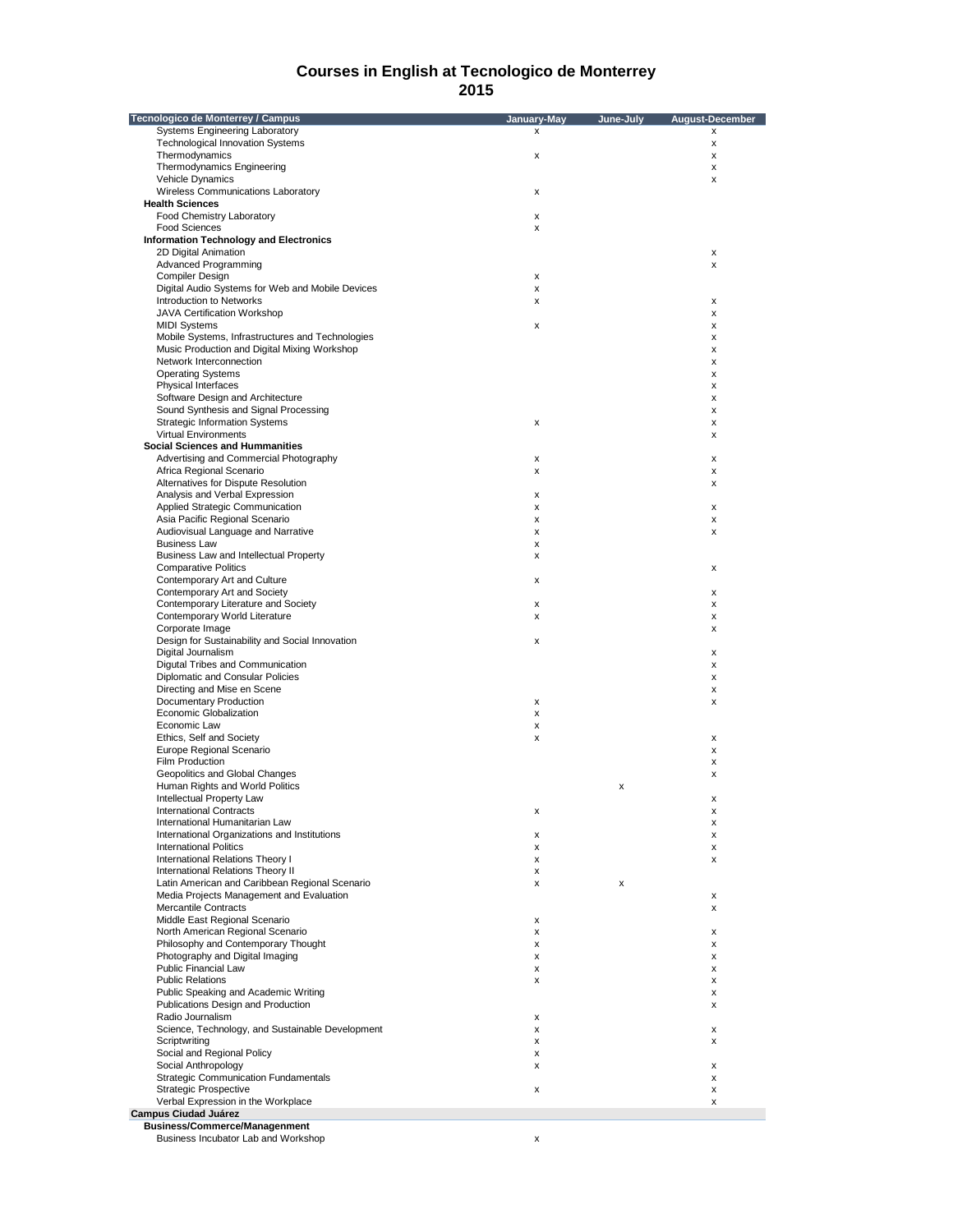# Courses in English at Tecnologico de Monterrey
## 2015

| Tecnologico de Monterrey / Campus | January-May | June-July | August-December |
|---|---|---|---|
| Systems Engineering Laboratory | x | | x |
| Technological Innovation Systems | | | x |
| Thermodynamics | x | | x |
| Thermodynamics Engineering | | | x |
| Vehicle Dynamics | | | x |
| Wireless Communications Laboratory | x | | |
| **Health Sciences** | | | |
| Food Chemistry Laboratory | x | | |
| Food Sciences | x | | |
| **Information Technology and Electronics** | | | |
| 2D Digital Animation | | | x |
| Advanced Programming | | | x |
| Compiler Design | x | | |
| Digital Audio Systems for Web and Mobile Devices | x | | |
| Introduction to Networks | x | | x |
| JAVA Certification Workshop | | | x |
| MIDI Systems | x | | x |
| Mobile Systems, Infrastructures and Technologies | | | x |
| Music Production and Digital Mixing Workshop | | | x |
| Network Interconnection | | | x |
| Operating Systems | | | x |
| Physical Interfaces | | | x |
| Software Design and Architecture | | | x |
| Sound Synthesis and Signal Processing | | | x |
| Strategic Information Systems | x | | x |
| Virtual Environments | | | x |
| **Social Sciences and Hummanities** | | | |
| Advertising and Commercial Photography | x | | x |
| Africa Regional Scenario | x | | x |
| Alternatives for Dispute Resolution | | | x |
| Analysis and Verbal Expression | x | | |
| Applied Strategic Communication | x | | x |
| Asia Pacific Regional Scenario | x | | x |
| Audiovisual Language and Narrative | x | | x |
| Business Law | x | | |
| Business Law and Intellectual Property | x | | |
| Comparative Politics | | | x |
| Contemporary Art and Culture | x | | |
| Contemporary Art and Society | | | x |
| Contemporary Literature and Society | x | | x |
| Contemporary World Literature | x | | x |
| Corporate Image | | | x |
| Design for Sustainability and Social Innovation | x | | |
| Digital Journalism | | | x |
| Digutal Tribes and Communication | | | x |
| Diplomatic and Consular Policies | | | x |
| Directing and Mise en Scene | | | x |
| Documentary Production | x | | x |
| Economic Globalization | x | | |
| Economic Law | x | | |
| Ethics, Self and Society | x | | x |
| Europe Regional Scenario | | | x |
| Film Production | | | x |
| Geopolitics and Global Changes | | | x |
| Human Rights and World Politics | | x | |
| Intellectual Property Law | | | x |
| International Contracts | x | | x |
| International Humanitarian Law | | | x |
| International Organizations and Institutions | x | | x |
| International Politics | x | | x |
| International Relations Theory I | x | | x |
| International Relations Theory II | x | | |
| Latin American and Caribbean Regional Scenario | x | x | |
| Media Projects Management and Evaluation | | | x |
| Mercantile Contracts | | | x |
| Middle East Regional Scenario | x | | |
| North American Regional Scenario | x | | x |
| Philosophy and Contemporary Thought | x | | x |
| Photography and Digital Imaging | x | | x |
| Public Financial Law | x | | x |
| Public Relations | x | | x |
| Public Speaking and Academic Writing | | | x |
| Publications Design and Production | | | x |
| Radio Journalism | x | | |
| Science, Technology, and Sustainable Development | x | | x |
| Scriptwriting | x | | x |
| Social and Regional Policy | x | | |
| Social Anthropology | x | | x |
| Strategic Communication Fundamentals | | | x |
| Strategic Prospective | x | | x |
| Verbal Expression in the Workplace | | | x |
| **Campus Ciudad Juárez** | | | |
| **Business/Commerce/Managenment** | | | |
| Business Incubator Lab and Workshop | x | | |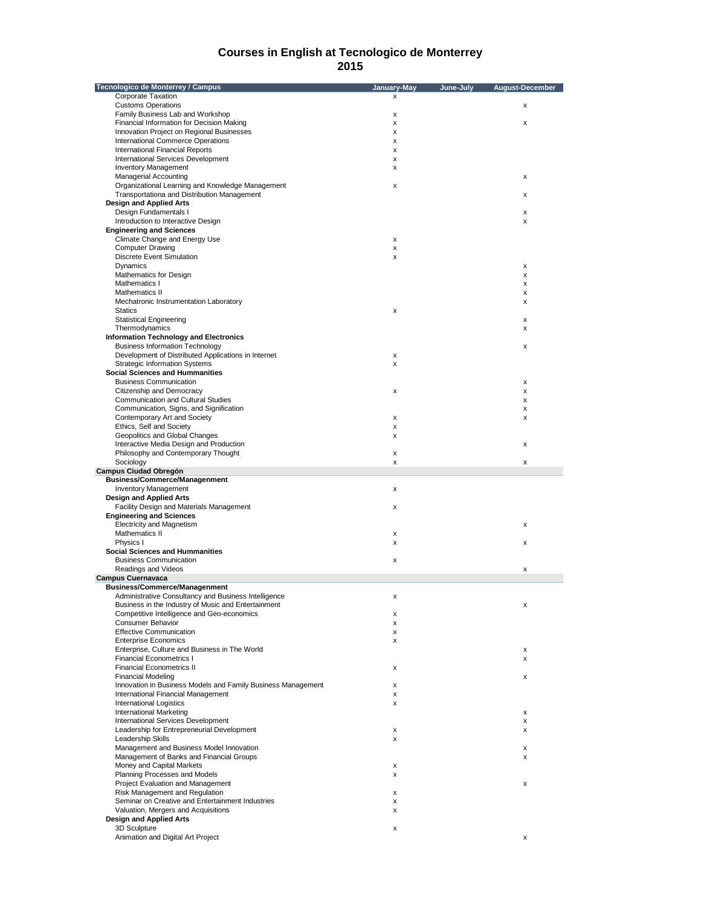# Courses in English at Tecnologico de Monterrey
## 2015

| Tecnologico de Monterrey / Campus | January-May | June-July | August-December |
|---|---|---|---|
| Corporate Taxation | x | | |
| Customs Operations | | | x |
| Family Business Lab and Workshop | x | | |
| Financial Information for Decision Making | x | | x |
| Innovation Project on Regional Businesses | x | | |
| International Commerce Operations | x | | |
| International Financial Reports | x | | |
| International Services Development | x | | |
| Inventory Management | x | | |
| Managerial Accounting | | | x |
| Organizational Learning and Knowledge Management | x | | |
| Transportationa and Distribution Management | | | x |
| **Design and Applied Arts** | | | |
| Design Fundamentals I | | | x |
| Introduction to Interactive Design | | | x |
| **Engineering and Sciences** | | | |
| Climate Change and Energy Use | x | | |
| Computer Drawing | x | | |
| Discrete Event Simulation | x | | |
| Dynamics | | | x |
| Mathematics for Design | | | x |
| Mathematics I | | | x |
| Mathematics II | | | x |
| Mechatronic Instrumentation Laboratory | | | x |
| Statics | x | | |
| Statistical Engineering | | | x |
| Thermodynamics | | | x |
| **Information Technology and Electronics** | | | |
| Business Information Technology | | | x |
| Development of Distributed Applications in Internet | x | | |
| Strategic Information Systems | x | | |
| **Social Sciences and Hummanities** | | | |
| Business Communication | | | x |
| Citizenship and Democracy | x | | x |
| Communication and Cultural Studies | | | x |
| Communication, Signs, and Signification | | | x |
| Contemporary Art and Society | x | | x |
| Ethics, Self and Society | x | | |
| Geopolitics and Global Changes | x | | |
| Interactive Media Design and Production | | | x |
| Philosophy and Contemporary Thought | x | | |
| Sociology | x | | x |
| **Campus Ciudad Obregón** | | | |
| **Business/Commerce/Managenment** | | | |
| Inventory Management | x | | |
| **Design and Applied Arts** | | | |
| Facility Design and Materials Management | x | | |
| **Engineering and Sciences** | | | |
| Electricity and Magnetism | | | x |
| Mathematics II | x | | |
| Physics I | x | | x |
| **Social Sciences and Hummanities** | | | |
| Business Communication | x | | |
| Readings and Videos | | | x |
| **Campus Cuernavaca** | | | |
| **Business/Commerce/Managenment** | | | |
| Administrative Consultancy and Business Intelligence | x | | |
| Business in the Industry of Music and Entertainment | | | x |
| Competitive Intelligence and Geo-economics | x | | |
| Consumer Behavior | x | | |
| Effective Communication | x | | |
| Enterprise Economics | x | | |
| Enterprise, Culture and Business in The World | | | x |
| Financial Econometrics I | | | x |
| Financial Econometrics II | x | | |
| Financial Modeling | | | x |
| Innovation in Business Models and Family Business Management | x | | |
| International Financial Management | x | | |
| International Logistics | x | | |
| International Marketing | | | x |
| International Services Development | | | x |
| Leadership for Entrepreneurial Development | x | | x |
| Leadership Skills | x | | |
| Management and Business Model Innovation | | | x |
| Management of Banks and Financial Groups | | | x |
| Money and Capital Markets | x | | |
| Planning Processes and Models | x | | |
| Project Evaluation and Management | | | x |
| Risk Management and Regulation | x | | |
| Seminar on Creative and Entertainment Industries | x | | |
| Valuation, Mergers and Acquisitions | x | | |
| **Design and Applied Arts** | | | |
| 3D Sculpture | x | | |
| Animation and Digital Art Project | | | x |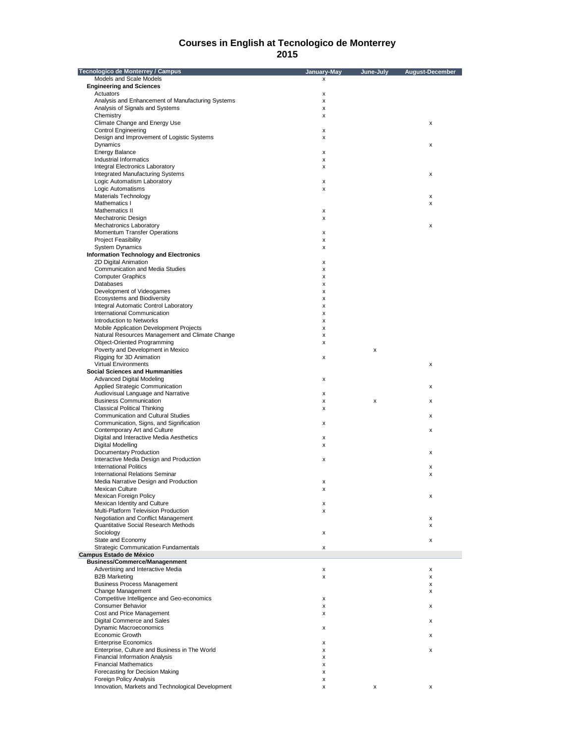# Courses in English at Tecnologico de Monterrey
## 2015

| Tecnologico de Monterrey / Campus | January-May | June-July | August-December |
|---|---|---|---|
| Models and Scale Models | x | | |
| **Engineering and Sciences** | | | |
| Actuators | x | | |
| Analysis and Enhancement of Manufacturing Systems | x | | |
| Analysis of Signals and Systems | x | | |
| Chemistry | x | | |
| Climate Change and Energy Use | | | x |
| Control Engineering | x | | |
| Design and Improvement of Logistic Systems | x | | |
| Dynamics | | | x |
| Energy Balance | x | | |
| Industrial Informatics | x | | |
| Integral Electronics Laboratory | x | | |
| Integrated Manufacturing Systems | | | x |
| Logic Automatism Laboratory | x | | |
| Logic Automatisms | x | | |
| Materials Technology | | | x |
| Mathematics I | | | x |
| Mathematics II | x | | |
| Mechatronic Design | x | | |
| Mechatronics Laboratory | | | x |
| Momentum Transfer Operations | x | | |
| Project Feasibility | x | | |
| System Dynamics | x | | |
| **Information Technology and Electronics** | | | |
| 2D Digital Animation | x | | |
| Communication and Media Studies | x | | |
| Computer Graphics | x | | |
| Databases | x | | |
| Development of Videogames | x | | |
| Ecosystems and Biodiversity | x | | |
| Integral Automatic Control Laboratory | x | | |
| International Communication | x | | |
| Introduction to Networks | x | | |
| Mobile Application Development Projects | x | | |
| Natural Resources Management and Climate Change | x | | |
| Object-Oriented Programming | x | | |
| Poverty and Development in Mexico | | x | |
| Rigging for 3D Animation | x | | |
| Virtual Environments | | | x |
| **Social Sciences and Hummanities** | | | |
| Advanced Digital Modeling | x | | |
| Applied Strategic Communication | | | x |
| Audiovisual Language and Narrative | x | | |
| Business Communication | x | x | x |
| Classical Political Thinking | x | | |
| Communication and Cultural Studies | | | x |
| Communication, Signs, and Signification | x | | |
| Contemporary Art and Culture | | | x |
| Digital and Interactive Media Aesthetics | x | | |
| Digital Modelling | x | | |
| Documentary Production | | | x |
| Interactive Media Design and Production | x | | |
| International Politics | | | x |
| International Relations Seminar | | | x |
| Media Narrative Design and Production | x | | |
| Mexican Culture | x | | |
| Mexican Foreign Policy | | | x |
| Mexican Identity and Culture | x | | |
| Multi-Platform Television Production | x | | |
| Negotiation and Conflict Management | | | x |
| Quantitative Social Research Methods | | | x |
| Sociology | x | | |
| State and Economy | | | x |
| Strategic Communication Fundamentals | x | | |
| **Campus Estado de México** | | | |
| **Business/Commerce/Manangement** | | | |
| Advertising and Interactive Media | x | | x |
| B2B Marketing | x | | x |
| Business Process Management | | | x |
| Change Management | | | x |
| Competitive Intelligence and Geo-economics | x | | |
| Consumer Behavior | x | | x |
| Cost and Price Management | x | | |
| Digital Commerce and Sales | | | x |
| Dynamic Macroeconomics | x | | |
| Economic Growth | | | x |
| Enterprise Economics | x | | |
| Enterprise, Culture and Business in The World | x | | x |
| Financial Information Analysis | x | | |
| Financial Mathematics | x | | |
| Forecasting for Decision Making | x | | |
| Foreign Policy Analysis | x | | |
| Innovation, Markets and Technological Development | x | x | x |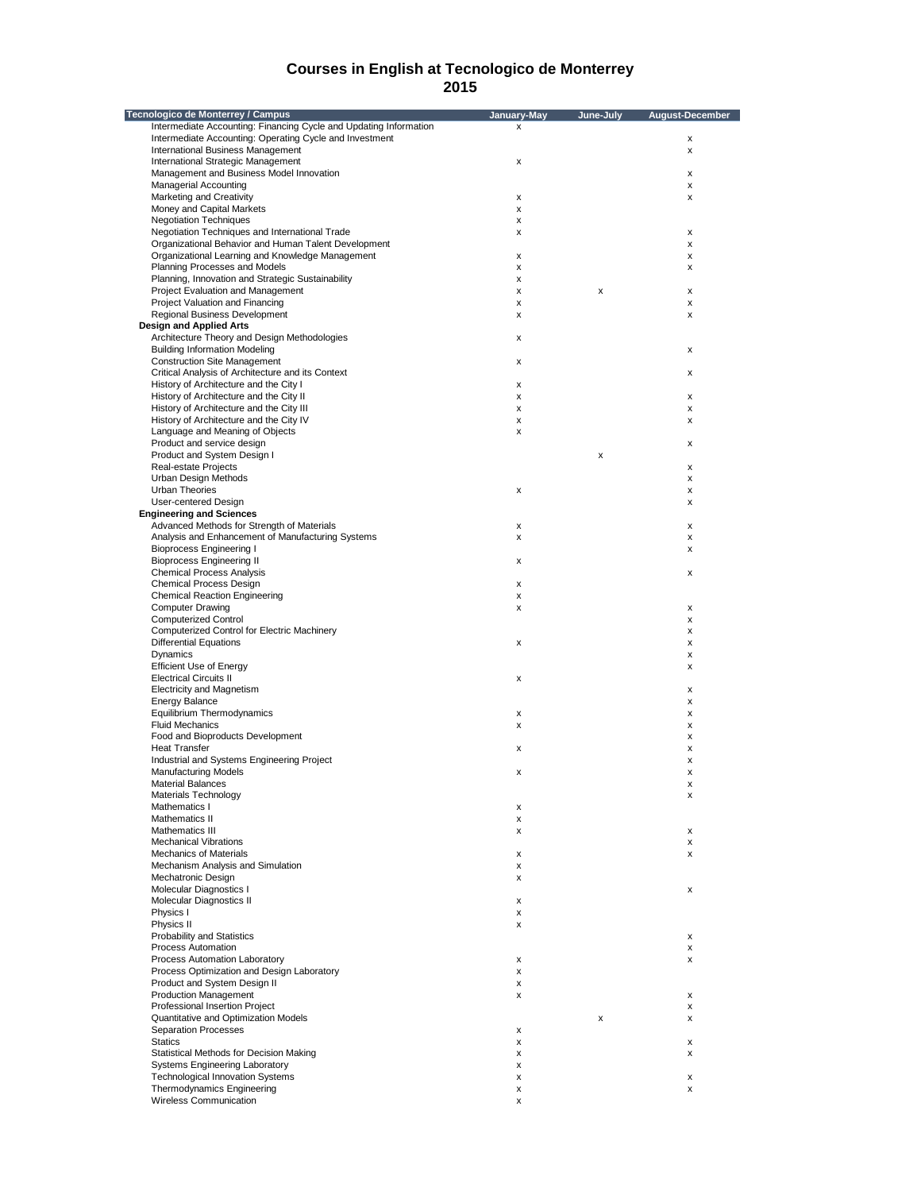# Courses in English at Tecnologico de Monterrey
## 2015

| Tecnologico de Monterrey / Campus | January-May | June-July | August-December |
|---|---|---|---|
| Intermediate Accounting: Financing Cycle and Updating Information | x | | |
| Intermediate Accounting: Operating Cycle and Investment | | | x |
| International Business Management | | | x |
| International Strategic Management | x | | |
| Management and Business Model Innovation | | | x |
| Managerial Accounting | | | x |
| Marketing and Creativity | x | | x |
| Money and Capital Markets | x | | |
| Negotiation Techniques | x | | |
| Negotiation Techniques and International Trade | x | | x |
| Organizational Behavior and Human Talent Development | | | x |
| Organizational Learning and Knowledge Management | x | | x |
| Planning Processes and Models | x | | x |
| Planning, Innovation and Strategic Sustainability | x | | |
| Project Evaluation and Management | x | x | x |
| Project Valuation and Financing | x | | x |
| Regional Business Development | x | | x |
| **Design and Applied Arts** | | | |
| Architecture Theory and Design Methodologies | x | | |
| Building Information Modeling | | | x |
| Construction Site Management | x | | |
| Critical Analysis of Architecture and its Context | | | x |
| History of Architecture and the City I | x | | |
| History of Architecture and the City II | x | | x |
| History of Architecture and the City III | x | | x |
| History of Architecture and the City IV | x | | x |
| Language and Meaning of Objects | x | | |
| Product and service design | | | x |
| Product and System Design I | | x | |
| Real-estate Projects | | | x |
| Urban Design Methods | | | x |
| Urban Theories | x | | x |
| User-centered Design | | | x |
| **Engineering and Sciences** | | | |
| Advanced Methods for Strength of Materials | x | | x |
| Analysis and Enhancement of Manufacturing Systems | x | | x |
| Bioprocess Engineering I | | | x |
| Bioprocess Engineering II | x | | |
| Chemical Process Analysis | | | x |
| Chemical Process Design | x | | |
| Chemical Reaction Engineering | x | | |
| Computer Drawing | x | | x |
| Computerized Control | | | x |
| Computerized Control for Electric Machinery | | | x |
| Differential Equations | x | | x |
| Dynamics | | | x |
| Efficient Use of Energy | | | x |
| Electrical Circuits II | x | | |
| Electricity and Magnetism | | | x |
| Energy Balance | | | x |
| Equilibrium Thermodynamics | x | | x |
| Fluid Mechanics | x | | x |
| Food and Bioproducts Development | | | x |
| Heat Transfer | x | | x |
| Industrial and Systems Engineering Project | | | x |
| Manufacturing Models | x | | x |
| Material Balances | | | x |
| Materials Technology | | | x |
| Mathematics I | x | | |
| Mathematics II | x | | |
| Mathematics III | x | | x |
| Mechanical Vibrations | | | x |
| Mechanics of Materials | x | | x |
| Mechanism Analysis and Simulation | x | | |
| Mechatronic Design | x | | |
| Molecular Diagnostics I | | | x |
| Molecular Diagnostics II | x | | |
| Physics I | x | | |
| Physics II | x | | |
| Probability and Statistics | | | x |
| Process Automation | | | x |
| Process Automation Laboratory | x | | x |
| Process Optimization and Design Laboratory | x | | |
| Product and System Design II | x | | |
| Production Management | x | | x |
| Professional Insertion Project | | | x |
| Quantitative and Optimization Models | | x | x |
| Separation Processes | x | | |
| Statics | x | | x |
| Statistical Methods for Decision Making | x | | x |
| Systems Engineering Laboratory | x | | |
| Technological Innovation Systems | x | | x |
| Thermodynamics Engineering | x | | x |
| Wireless Communication | x | | |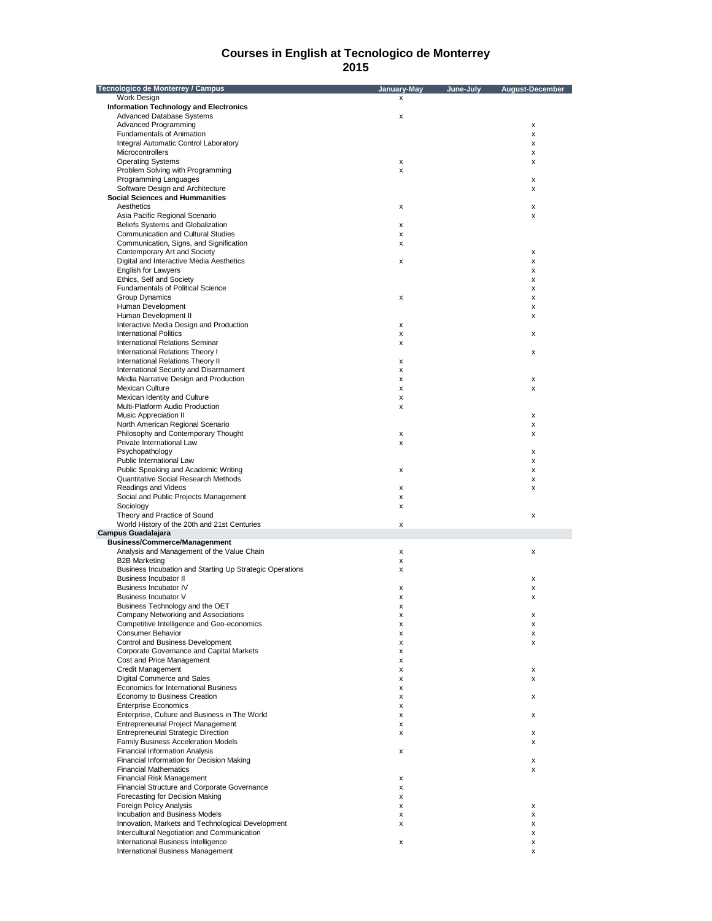# Courses in English at Tecnologico de Monterrey
## 2015

| Tecnologico de Monterrey / Campus | January-May | June-July | August-December |
|---|---|---|---|
| Work Design | x | | |
| **Information Technology and Electronics** | | | |
| Advanced Database Systems | x | | |
| Advanced Programming | | | x |
| Fundamentals of Animation | | | x |
| Integral Automatic Control Laboratory | | | x |
| Microcontrollers | | | x |
| Operating Systems | x | | x |
| Problem Solving with Programming | x | | |
| Programming Languages | | | x |
| Software Design and Architecture | | | x |
| **Social Sciences and Hummanities** | | | |
| Aesthetics | x | | x |
| Asia Pacific Regional Scenario | | | x |
| Beliefs Systems and Globalization | x | | |
| Communication and Cultural Studies | x | | |
| Communication, Signs, and Signification | x | | |
| Contemporary Art and Society | | | x |
| Digital and Interactive Media Aesthetics | x | | x |
| English for Lawyers | | | x |
| Ethics, Self and Society | | | x |
| Fundamentals of Political Science | | | x |
| Group Dynamics | x | | x |
| Human Development | | | x |
| Human Development II | | | x |
| Interactive Media Design and Production | x | | |
| International Politics | x | | x |
| International Relations Seminar | x | | |
| International Relations Theory I | | | x |
| International Relations Theory II | x | | |
| International Security and Disarmament | x | | |
| Media Narrative Design and Production | x | | x |
| Mexican Culture | x | | x |
| Mexican Identity and Culture | x | | |
| Multi-Platform Audio Production | x | | |
| Music Appreciation II | | | x |
| North American Regional Scenario | | | x |
| Philosophy and Contemporary Thought | x | | x |
| Private International Law | x | | |
| Psychopathology | | | x |
| Public International Law | | | x |
| Public Speaking and Academic Writing | x | | x |
| Quantitative Social Research Methods | | | x |
| Readings and Videos | x | | x |
| Social and Public Projects Management | x | | |
| Sociology | x | | |
| Theory and Practice of Sound | | | x |
| World History of the 20th and 21st Centuries | x | | |
| **Campus Guadalajara** | | | |
| **Business/Commerce/Managenment** | | | |
| Analysis and Management of the Value Chain | x | | x |
| B2B Marketing | x | | |
| Business Incubation and Starting Up Strategic Operations | x | | |
| Business Incubator II | | | x |
| Business Incubator IV | x | | x |
| Business Incubator V | x | | x |
| Business Technology and the OET | x | | |
| Company Networking and Associations | x | | x |
| Competitive Intelligence and Geo-economics | x | | x |
| Consumer Behavior | x | | x |
| Control and Business Development | x | | x |
| Corporate Governance and Capital Markets | x | | |
| Cost and Price Management | x | | |
| Credit Management | x | | x |
| Digital Commerce and Sales | x | | x |
| Economics for International Business | x | | |
| Economy to Business Creation | x | | x |
| Enterprise Economics | x | | |
| Enterprise, Culture and Business in The World | x | | x |
| Entrepreneurial Project Management | x | | |
| Entrepreneurial Strategic Direction | x | | x |
| Family Business Acceleration Models | | | x |
| Financial Information Analysis | x | | |
| Financial Information for Decision Making | | | x |
| Financial Mathematics | | | x |
| Financial Risk Management | x | | |
| Financial Structure and Corporate Governance | x | | |
| Forecasting for Decision Making | x | | |
| Foreign Policy Analysis | x | | x |
| Incubation and Business Models | x | | x |
| Innovation, Markets and Technological Development | x | | x |
| Intercultural Negotiation and Communication | | | x |
| International Business Intelligence | x | | x |
| International Business Management | | | x |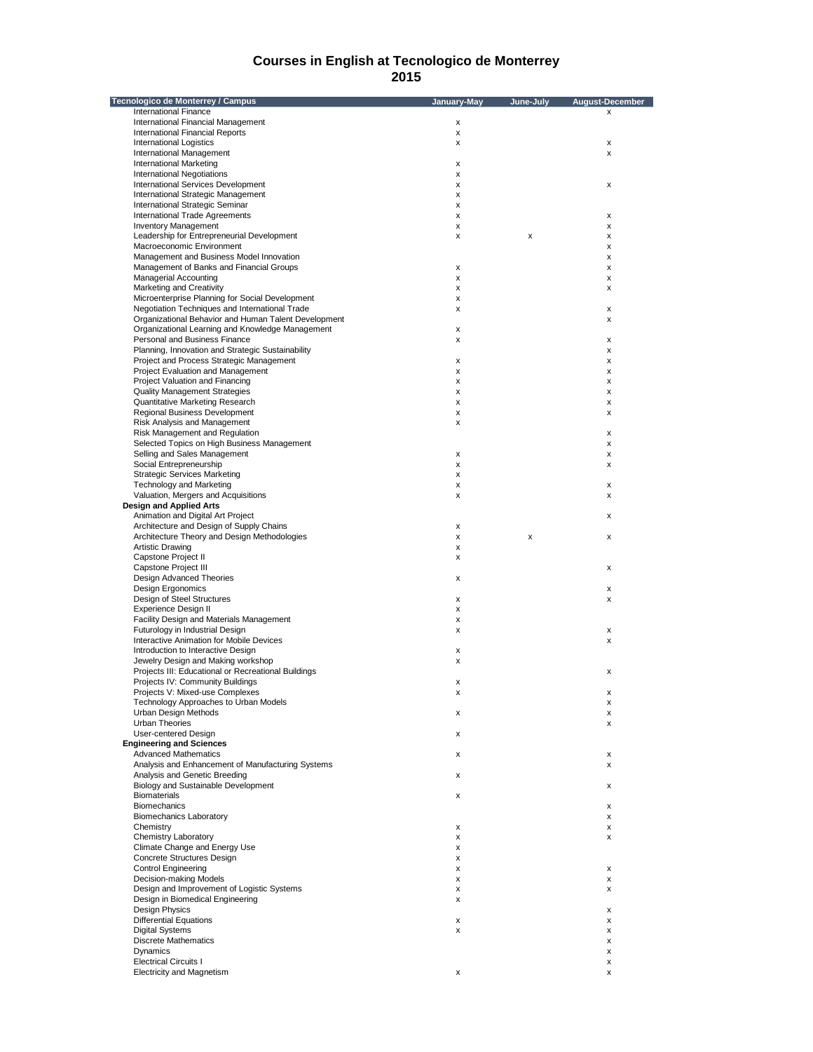# Courses in English at Tecnologico de Monterrey
## 2015

| Tecnologico de Monterrey / Campus | January-May | June-July | August-December |
|---|---|---|---|
| International Finance | | | x |
| International Financial Management | x | | |
| International Financial Reports | x | | |
| International Logistics | x | | x |
| International Management | | | x |
| International Marketing | x | | |
| International Negotiations | x | | |
| International Services Development | x | | x |
| International Strategic Management | x | | |
| International Strategic Seminar | x | | |
| International Trade Agreements | x | | x |
| Inventory Management | x | | x |
| Leadership for Entrepreneurial Development | x | x | x |
| Macroeconomic Environment | | | x |
| Management and Business Model Innovation | | | x |
| Management of Banks and Financial Groups | x | | x |
| Managerial Accounting | x | | x |
| Marketing and Creativity | x | | x |
| Microenterprise Planning for Social Development | x | | |
| Negotiation Techniques and International Trade | x | | x |
| Organizational Behavior and Human Talent Development | | | x |
| Organizational Learning and Knowledge Management | x | | |
| Personal and Business Finance | x | | x |
| Planning, Innovation and Strategic Sustainability | | | x |
| Project and Process Strategic Management | x | | x |
| Project Evaluation and Management | x | | x |
| Project Valuation and Financing | x | | x |
| Quality Management Strategies | x | | x |
| Quantitative Marketing Research | x | | x |
| Regional Business Development | x | | x |
| Risk Analysis and Management | x | | |
| Risk Management and Regulation | | | x |
| Selected Topics on High Business Management | | | x |
| Selling and Sales Management | x | | x |
| Social Entrepreneurship | x | | x |
| Strategic Services Marketing | x | | |
| Technology and Marketing | x | | x |
| Valuation, Mergers and Acquisitions | x | | x |
| **Design and Applied Arts** | | | |
| Animation and Digital Art Project | | | x |
| Architecture and Design of Supply Chains | x | | |
| Architecture Theory and Design Methodologies | x | x | x |
| Artistic Drawing | x | | |
| Capstone Project II | x | | |
| Capstone Project III | | | x |
| Design Advanced Theories | x | | |
| Design Ergonomics | | | x |
| Design of Steel Structures | x | | x |
| Experience Design II | x | | |
| Facility Design and Materials Management | x | | |
| Futurology in Industrial Design | x | | x |
| Interactive Animation for Mobile Devices | | | x |
| Introduction to Interactive Design | x | | |
| Jewelry Design and Making workshop | x | | |
| Projects III: Educational or Recreational Buildings | | | x |
| Projects IV: Community Buildings | x | | |
| Projects V: Mixed-use Complexes | x | | x |
| Technology Approaches to Urban Models | | | x |
| Urban Design Methods | x | | x |
| Urban Theories | | | x |
| User-centered Design | x | | |
| **Engineering and Sciences** | | | |
| Advanced Mathematics | x | | x |
| Analysis and Enhancement of Manufacturing Systems | | | x |
| Analysis and Genetic Breeding | x | | |
| Biology and Sustainable Development | | | x |
| Biomaterials | x | | |
| Biomechanics | | | x |
| Biomechanics Laboratory | | | x |
| Chemistry | x | | x |
| Chemistry Laboratory | x | | x |
| Climate Change and Energy Use | x | | |
| Concrete Structures Design | x | | |
| Control Engineering | x | | x |
| Decision-making Models | x | | x |
| Design and Improvement of Logistic Systems | x | | x |
| Design in Biomedical Engineering | x | | |
| Design Physics | | | x |
| Differential Equations | x | | x |
| Digital Systems | x | | x |
| Discrete Mathematics | | | x |
| Dynamics | | | x |
| Electrical Circuits I | | | x |
| Electricity and Magnetism | x | | x |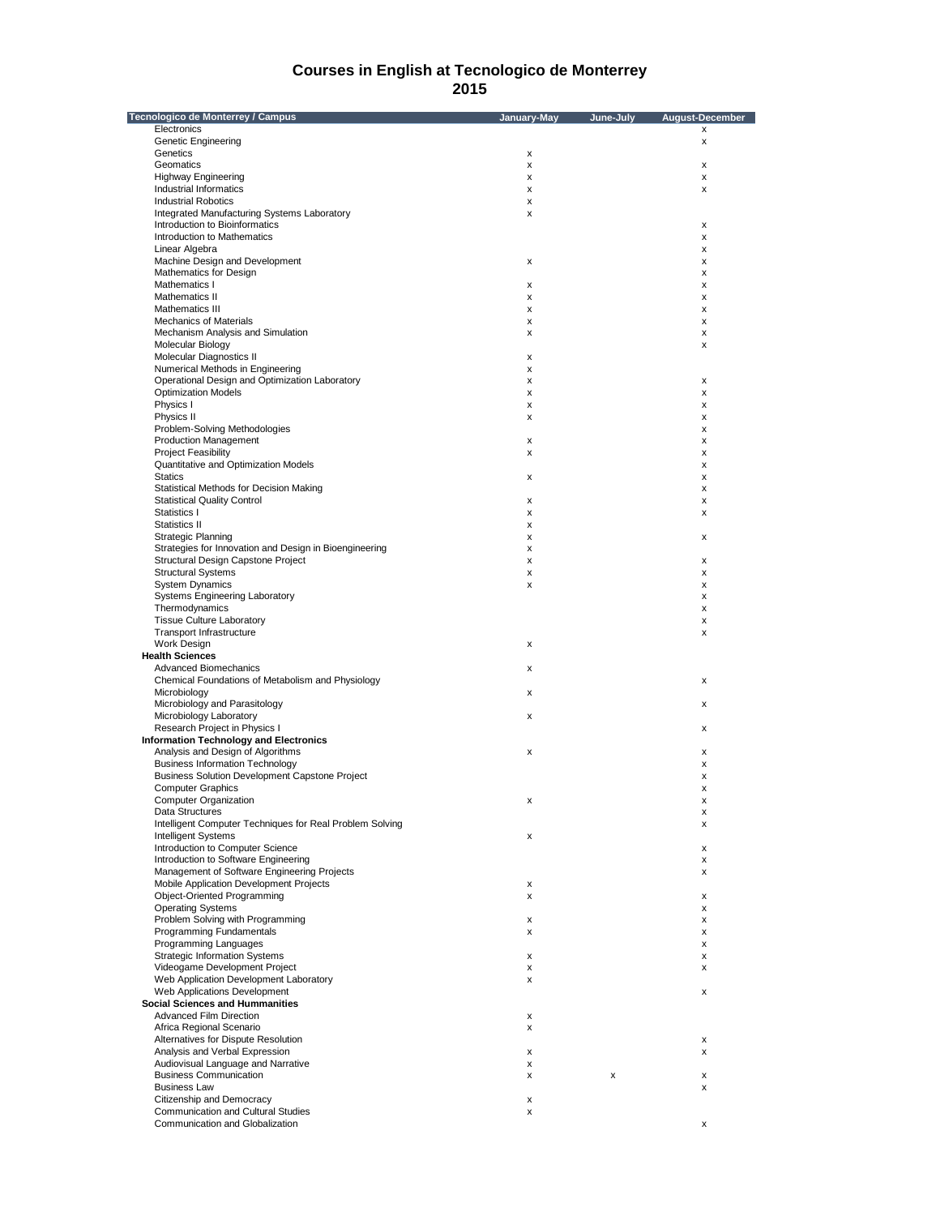# Courses in English at Tecnologico de Monterrey
## 2015

| Tecnologico de Monterrey / Campus | January-May | June-July | August-December |
|---|---|---|---|
| Electronics | | | x |
| Genetic Engineering | | | x |
| Genetics | x | | |
| Geomatics | x | | x |
| Highway Engineering | x | | x |
| Industrial Informatics | x | | x |
| Industrial Robotics | x | | |
| Integrated Manufacturing Systems Laboratory | x | | |
| Introduction to Bioinformatics | | | x |
| Introduction to Mathematics | | | x |
| Linear Algebra | | | x |
| Machine Design and Development | x | | x |
| Mathematics for Design | | | x |
| Mathematics I | x | | x |
| Mathematics II | x | | x |
| Mathematics III | x | | x |
| Mechanics of Materials | x | | x |
| Mechanism Analysis and Simulation | x | | x |
| Molecular Biology | | | x |
| Molecular Diagnostics II | x | | |
| Numerical Methods in Engineering | x | | |
| Operational Design and Optimization Laboratory | x | | x |
| Optimization Models | x | | x |
| Physics I | x | | x |
| Physics II | x | | x |
| Problem-Solving Methodologies | | | x |
| Production Management | x | | x |
| Project Feasibility | x | | x |
| Quantitative and Optimization Models | | | x |
| Statics | x | | x |
| Statistical Methods for Decision Making | | | x |
| Statistical Quality Control | x | | x |
| Statistics I | x | | x |
| Statistics II | x | | |
| Strategic Planning | x | | x |
| Strategies for Innovation and Design in Bioengineering | x | | |
| Structural Design Capstone Project | x | | x |
| Structural Systems | x | | x |
| System Dynamics | x | | x |
| Systems Engineering Laboratory | | | x |
| Thermodynamics | | | x |
| Tissue Culture Laboratory | | | x |
| Transport Infrastructure | | | x |
| Work Design | x | | |
| **Health Sciences** | | | |
| Advanced Biomechanics | x | | |
| Chemical Foundations of Metabolism and Physiology | | | x |
| Microbiology | x | | |
| Microbiology and Parasitology | | | x |
| Microbiology Laboratory | x | | |
| Research Project in Physics I | | | x |
| **Information Technology and Electronics** | | | |
| Analysis and Design of Algorithms | x | | x |
| Business Information Technology | | | x |
| Business Solution Development Capstone Project | | | x |
| Computer Graphics | | | x |
| Computer Organization | x | | x |
| Data Structures | | | x |
| Intelligent Computer Techniques for Real Problem Solving | | | x |
| Intelligent Systems | x | | |
| Introduction to Computer Science | | | x |
| Introduction to Software Engineering | | | x |
| Management of Software Engineering Projects | | | x |
| Mobile Application Development Projects | x | | |
| Object-Oriented Programming | x | | x |
| Operating Systems | | | x |
| Problem Solving with Programming | x | | x |
| Programming Fundamentals | x | | x |
| Programming Languages | | | x |
| Strategic Information Systems | x | | x |
| Videogame Development Project | x | | x |
| Web Application Development Laboratory | x | | |
| Web Applications Development | | | x |
| **Social Sciences and Hummanities** | | | |
| Advanced Film Direction | x | | |
| Africa Regional Scenario | x | | |
| Alternatives for Dispute Resolution | | | x |
| Analysis and Verbal Expression | x | | x |
| Audiovisual Language and Narrative | x | | |
| Business Communication | x | x | x |
| Business Law | | | x |
| Citizenship and Democracy | x | | |
| Communication and Cultural Studies | x | | |
| Communication and Globalization | | | x |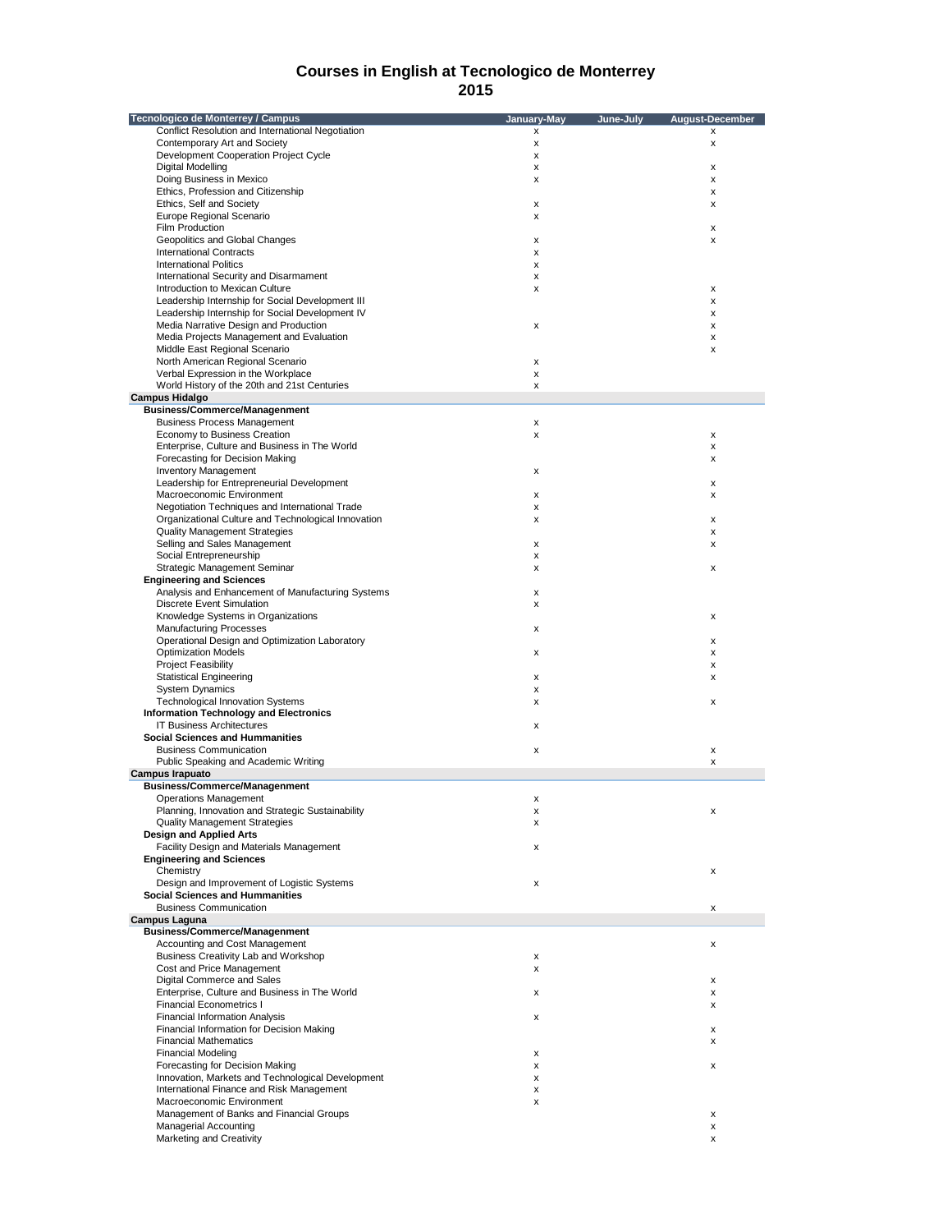# Courses in English at Tecnologico de Monterrey
## 2015

| Tecnologico de Monterrey / Campus | January-May | June-July | August-December |
|---|---|---|---|
| Conflict Resolution and International Negotiation | x | | x |
| Contemporary Art and Society | x | | x |
| Development Cooperation Project Cycle | x | | |
| Digital Modelling | x | | x |
| Doing Business in Mexico | x | | x |
| Ethics, Profession and Citizenship | | | x |
| Ethics, Self and Society | x | | x |
| Europe Regional Scenario | x | | |
| Film Production | | | x |
| Geopolitics and Global Changes | x | | x |
| International Contracts | x | | |
| International Politics | x | | |
| International Security and Disarmament | x | | |
| Introduction to Mexican Culture | x | | x |
| Leadership Internship for Social Development III | | | x |
| Leadership Internship for Social Development IV | | | x |
| Media Narrative Design and Production | x | | x |
| Media Projects Management and Evaluation | | | x |
| Middle East Regional Scenario | | | x |
| North American Regional Scenario | x | | |
| Verbal Expression in the Workplace | x | | |
| World History of the 20th and 21st Centuries | x | | |
| **Campus Hidalgo** | | | |
| **Business/Commerce/Managenment** | | | |
| Business Process Management | x | | |
| Economy to Business Creation | x | | x |
| Enterprise, Culture and Business in The World | | | x |
| Forecasting for Decision Making | | | x |
| Inventory Management | x | | |
| Leadership for Entrepreneurial Development | | | x |
| Macroeconomic Environment | x | | x |
| Negotiation Techniques and International Trade | x | | |
| Organizational Culture and Technological Innovation | x | | x |
| Quality Management Strategies | | | x |
| Selling and Sales Management | x | | x |
| Social Entrepreneurship | x | | |
| Strategic Management Seminar | x | | x |
| **Engineering and Sciences** | | | |
| Analysis and Enhancement of Manufacturing Systems | x | | |
| Discrete Event Simulation | x | | |
| Knowledge Systems in Organizations | | | x |
| Manufacturing Processes | x | | |
| Operational Design and Optimization Laboratory | | | x |
| Optimization Models | x | | x |
| Project Feasibility | | | x |
| Statistical Engineering | x | | x |
| System Dynamics | x | | |
| Technological Innovation Systems | x | | x |
| **Information Technology and Electronics** | | | |
| IT Business Architectures | x | | |
| **Social Sciences and Hummanities** | | | |
| Business Communication | x | | x |
| Public Speaking and Academic Writing | | | x |
| **Campus Irapuato** | | | |
| **Business/Commerce/Managenment** | | | |
| Operations Management | x | | |
| Planning, Innovation and Strategic Sustainability | x | | x |
| Quality Management Strategies | x | | |
| **Design and Applied Arts** | | | |
| Facility Design and Materials Management | x | | |
| **Engineering and Sciences** | | | |
| Chemistry | | | x |
| Design and Improvement of Logistic Systems | x | | |
| **Social Sciences and Hummanities** | | | |
| Business Communication | | | x |
| **Campus Laguna** | | | |
| **Business/Commerce/Managenment** | | | |
| Accounting and Cost Management | | | x |
| Business Creativity Lab and Workshop | x | | |
| Cost and Price Management | x | | |
| Digital Commerce and Sales | | | x |
| Enterprise, Culture and Business in The World | x | | x |
| Financial Econometrics I | | | x |
| Financial Information Analysis | x | | |
| Financial Information for Decision Making | | | x |
| Financial Mathematics | | | x |
| Financial Modeling | x | | |
| Forecasting for Decision Making | x | | x |
| Innovation, Markets and Technological Development | x | | |
| International Finance and Risk Management | x | | |
| Macroeconomic Environment | x | | |
| Management of Banks and Financial Groups | | | x |
| Managerial Accounting | | | x |
| Marketing and Creativity | | | x |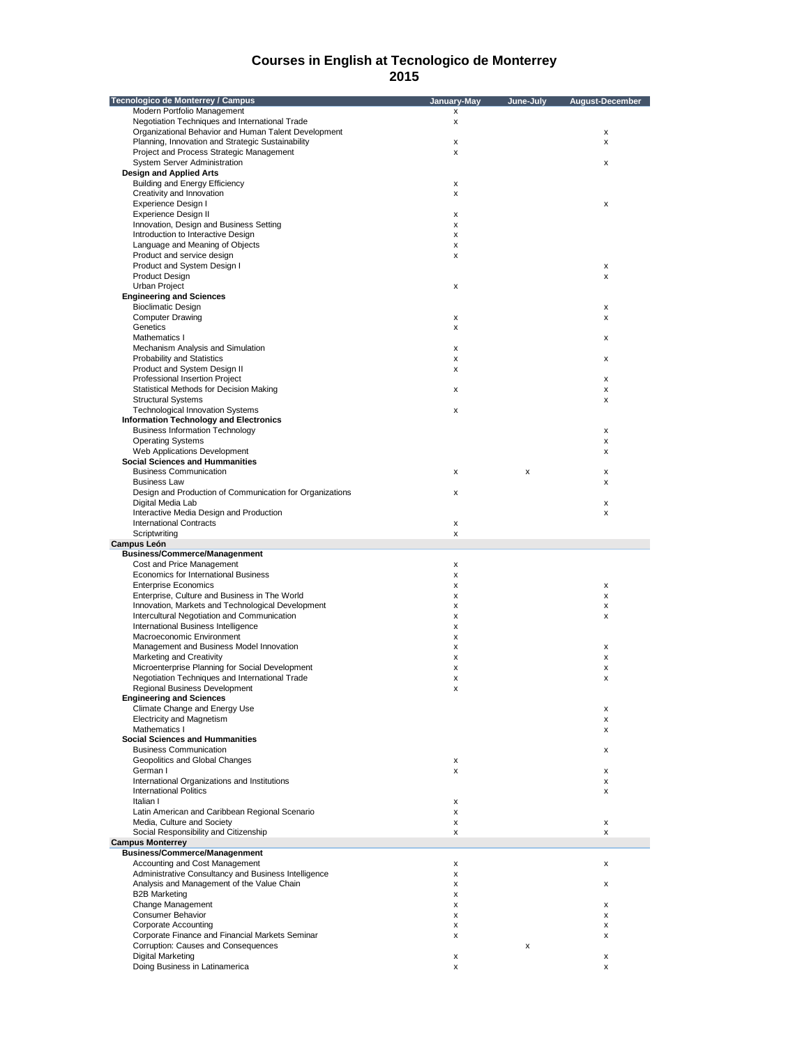# Courses in English at Tecnologico de Monterrey
## 2015

| Tecnologico de Monterrey / Campus | January-May | June-July | August-December |
|---|---|---|---|
| Modern Portfolio Management | x | | |
| Negotiation Techniques and International Trade | x | | |
| Organizational Behavior and Human Talent Development | | | x |
| Planning, Innovation and Strategic Sustainability | x | | x |
| Project and Process Strategic Management | x | | |
| System Server Administration | | | x |
| **Design and Applied Arts** | | | |
| Building and Energy Efficiency | x | | |
| Creativity and Innovation | x | | |
| Experience Design I | | | x |
| Experience Design II | x | | |
| Innovation, Design and Business Setting | x | | |
| Introduction to Interactive Design | x | | |
| Language and Meaning of Objects | x | | |
| Product and service design | x | | |
| Product and System Design I | | | x |
| Product Design | | | x |
| Urban Project | x | | |
| **Engineering and Sciences** | | | |
| Bioclimatic Design | | | x |
| Computer Drawing | x | | x |
| Genetics | x | | |
| Mathematics I | | | x |
| Mechanism Analysis and Simulation | x | | |
| Probability and Statistics | x | | x |
| Product and System Design II | x | | |
| Professional Insertion Project | | | x |
| Statistical Methods for Decision Making | x | | x |
| Structural Systems | | | x |
| Technological Innovation Systems | x | | |
| **Information Technology and Electronics** | | | |
| Business Information Technology | | | x |
| Operating Systems | | | x |
| Web Applications Development | | | x |
| **Social Sciences and Hummanities** | | | |
| Business Communication | x | x | x |
| Business Law | | | x |
| Design and Production of Communication for Organizations | x | | |
| Digital Media Lab | | | x |
| Interactive Media Design and Production | | | x |
| International Contracts | x | | |
| Scriptwriting | x | | |
| **Campus León** | | | |
| **Business/Commerce/Managenment** | | | |
| Cost and Price Management | x | | |
| Economics for International Business | x | | |
| Enterprise Economics | x | | x |
| Enterprise, Culture and Business in The World | x | | x |
| Innovation, Markets and Technological Development | x | | x |
| Intercultural Negotiation and Communication | x | | x |
| International Business Intelligence | x | | |
| Macroeconomic Environment | x | | |
| Management and Business Model Innovation | x | | x |
| Marketing and Creativity | x | | x |
| Microenterprise Planning for Social Development | x | | x |
| Negotiation Techniques and International Trade | x | | x |
| Regional Business Development | x | | |
| **Engineering and Sciences** | | | |
| Climate Change and Energy Use | | | x |
| Electricity and Magnetism | | | x |
| Mathematics I | | | x |
| **Social Sciences and Hummanities** | | | |
| Business Communication | | | x |
| Geopolitics and Global Changes | x | | |
| German I | x | | x |
| International Organizations and Institutions | | | x |
| International Politics | | | x |
| Italian I | x | | |
| Latin American and Caribbean Regional Scenario | x | | |
| Media, Culture and Society | x | | x |
| Social Responsibility and Citizenship | x | | x |
| **Campus Monterrey** | | | |
| **Business/Commerce/Managenment** | | | |
| Accounting and Cost Management | x | | x |
| Administrative Consultancy and Business Intelligence | x | | |
| Analysis and Management of the Value Chain | x | | x |
| B2B Marketing | x | | |
| Change Management | x | | x |
| Consumer Behavior | x | | x |
| Corporate Accounting | x | | x |
| Corporate Finance and Financial Markets Seminar | x | | x |
| Corruption: Causes and Consequences | | x | |
| Digital Marketing | x | | x |
| Doing Business in Latinamerica | x | | x |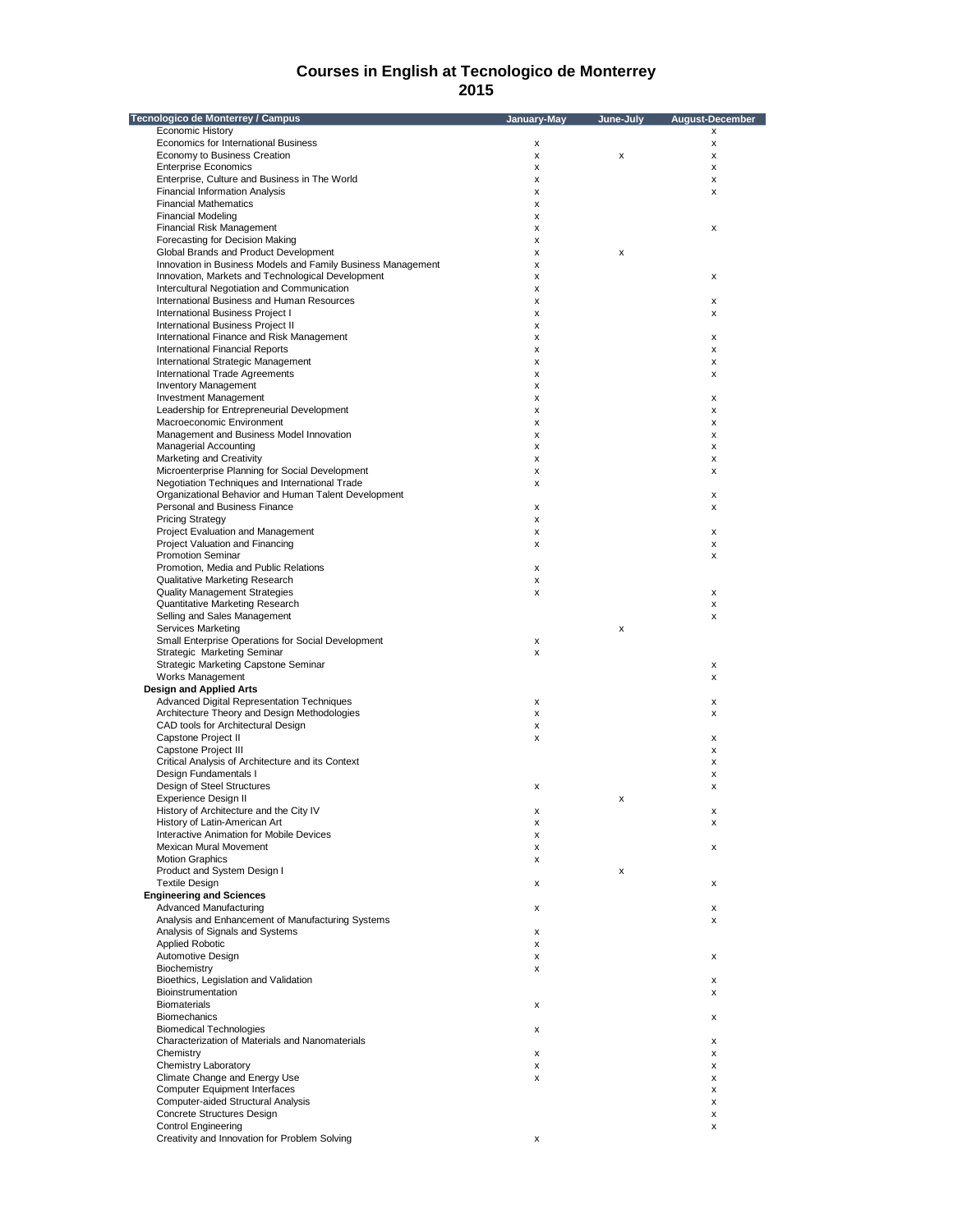# Courses in English at Tecnologico de Monterrey
## 2015

| Tecnologico de Monterrey / Campus | January-May | June-July | August-December |
|---|---|---|---|
| Economic History | | | x |
| Economics for International Business | x | | x |
| Economy to Business Creation | x | x | x |
| Enterprise Economics | x | | x |
| Enterprise, Culture and Business in The World | x | | x |
| Financial Information Analysis | x | | x |
| Financial Mathematics | x | | |
| Financial Modeling | x | | |
| Financial Risk Management | x | | x |
| Forecasting for Decision Making | x | | |
| Global Brands and Product Development | x | x | |
| Innovation in Business Models and Family Business Management | x | | |
| Innovation, Markets and Technological Development | x | | x |
| Intercultural Negotiation and Communication | x | | |
| International Business and Human Resources | x | | x |
| International Business Project I | x | | x |
| International Business Project II | x | | |
| International Finance and Risk Management | x | | x |
| International Financial Reports | x | | x |
| International Strategic Management | x | | x |
| International Trade Agreements | x | | x |
| Inventory Management | x | | |
| Investment Management | x | | x |
| Leadership for Entrepreneurial Development | x | | x |
| Macroeconomic Environment | x | | x |
| Management and Business Model Innovation | x | | x |
| Managerial Accounting | x | | x |
| Marketing and Creativity | x | | x |
| Microenterprise Planning for Social Development | x | | x |
| Negotiation Techniques and International Trade | x | | |
| Organizational Behavior and Human Talent Development | | | x |
| Personal and Business Finance | x | | x |
| Pricing Strategy | x | | |
| Project Evaluation and Management | x | | x |
| Project Valuation and Financing | x | | x |
| Promotion Seminar | | | x |
| Promotion, Media and Public Relations | x | | |
| Qualitative Marketing Research | x | | |
| Quality Management Strategies | x | | x |
| Quantitative Marketing Research | | | x |
| Selling and Sales Management | | | x |
| Services Marketing | | x | |
| Small Enterprise Operations for Social Development | x | | |
| Strategic Marketing Seminar | x | | |
| Strategic Marketing Capstone Seminar | | | x |
| Works Management | | | x |
| **Design and Applied Arts** | | | |
| Advanced Digital Representation Techniques | x | | x |
| Architecture Theory and Design Methodologies | x | | x |
| CAD tools for Architectural Design | x | | |
| Capstone Project II | x | | x |
| Capstone Project III | | | x |
| Critical Analysis of Architecture and its Context | | | x |
| Design Fundamentals I | | | x |
| Design of Steel Structures | x | | x |
| Experience Design II | | x | |
| History of Architecture and the City IV | x | | x |
| History of Latin-American Art | x | | x |
| Interactive Animation for Mobile Devices | x | | |
| Mexican Mural Movement | x | | x |
| Motion Graphics | x | | |
| Product and System Design I | | x | |
| Textile Design | x | | x |
| **Engineering and Sciences** | | | |
| Advanced Manufacturing | x | | x |
| Analysis and Enhancement of Manufacturing Systems | | | x |
| Analysis of Signals and Systems | x | | |
| Applied Robotic | x | | |
| Automotive Design | x | | x |
| Biochemistry | x | | |
| Bioethics, Legislation and Validation | | | x |
| Bioinstrumentation | | | x |
| Biomaterials | x | | |
| Biomechanics | | | x |
| Biomedical Technologies | x | | |
| Characterization of Materials and Nanomaterials | | | x |
| Chemistry | x | | x |
| Chemistry Laboratory | x | | x |
| Climate Change and Energy Use | x | | x |
| Computer Equipment Interfaces | | | x |
| Computer-aided Structural Analysis | | | x |
| Concrete Structures Design | | | x |
| Control Engineering | | | x |
| Creativity and Innovation for Problem Solving | x | | |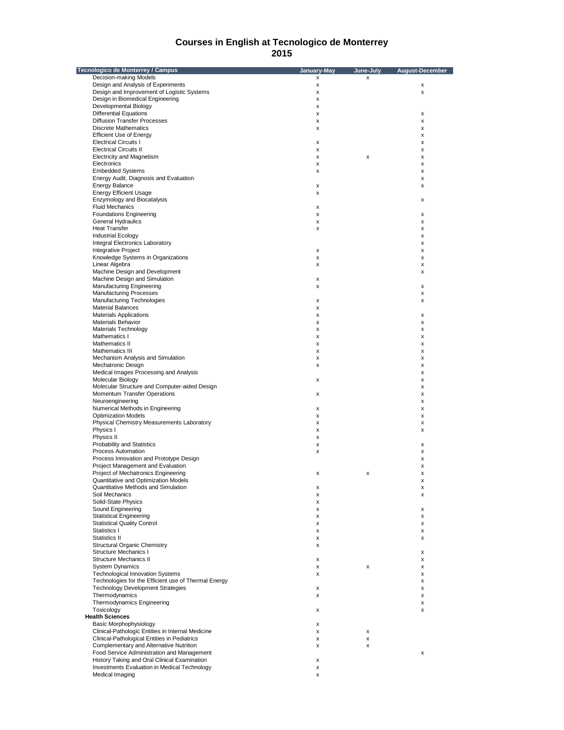# Courses in English at Tecnologico de Monterrey
## 2015

| Tecnologico de Monterrey / Campus | January-May | June-July | August-December |
|---|---|---|---|
| Decision-making Models | x | x | |
| Design and Analysis of Experiments | x | | x |
| Design and Improvement of Logistic Systems | x | | x |
| Design in Biomedical Engineering | x | | |
| Developmental Biology | x | | |
| Differential Equations | x | | x |
| Diffusion Transfer Processes | x | | x |
| Discrete Mathematics | x | | x |
| Efficient Use of Energy | | | x |
| Electrical Circuits I | x | | x |
| Electrical Circuits II | x | | x |
| Electricity and Magnetism | x | x | x |
| Electronics | x | | x |
| Embedded Systems | x | | x |
| Energy Audit, Diagnosis and Evaluation | | | x |
| Energy Balance | x | | x |
| Energy Efficient Usage | x | | |
| Enzymology and Biocatalysis | | | x |
| Fluid Mechanics | x | | |
| Foundations Engineering | x | | x |
| General Hydraulics | x | | x |
| Heat Transfer | x | | x |
| Industrial Ecology | | | x |
| Integral Electronics Laboratory | | | x |
| Integrative Project | x | | x |
| Knowledge Systems in Organizations | x | | x |
| Linear Algebra | x | | x |
| Machine Design and Development | | | x |
| Machine Design and Simulation | x | | |
| Manufacturing Engineering | x | | x |
| Manufacturing Processes | | | x |
| Manufacturing Technologies | x | | x |
| Material Balances | x | | |
| Materials Applications | x | | x |
| Materials Behavior | x | | x |
| Materials Technology | x | | x |
| Mathematics I | x | | x |
| Mathematics II | x | | x |
| Mathematics III | x | | x |
| Mechanism Analysis and Simulation | x | | x |
| Mechatronic Design | x | | x |
| Medical Images Processing and Analysis | | | x |
| Molecular Biology | x | | x |
| Molecular Structure and Computer-aided Design | | | x |
| Momentum Transfer Operations | x | | x |
| Neuroengineering | | | x |
| Numerical Methods in Engineering | x | | x |
| Optimization Models | x | | x |
| Physical Chemistry Measurements Laboratory | x | | x |
| Physics I | x | | x |
| Physics II | x | | |
| Probability and Statistics | x | | x |
| Process Automation | x | | x |
| Process Innovation and Prototype Design | | | x |
| Project Management and Evaluation | | | x |
| Project of Mechatronics Engineering | x | x | x |
| Quantitative and Optimization Models | | | x |
| Quantitative Methods and Simulation | x | | x |
| Soil Mechanics | x | | x |
| Solid-State Physics | x | | |
| Sound Engineering | x | | x |
| Statistical Engineering | x | | x |
| Statistical Quality Control | x | | x |
| Statistics I | x | | x |
| Statistics II | x | | x |
| Structural Organic Chemistry | x | | |
| Structure Mechanics I | | | x |
| Structure Mechanics II | x | | x |
| System Dynamics | x | x | x |
| Technological Innovation Systems | x | | x |
| Technologies for the Efficient use of Thermal Energy | | | x |
| Technology Development Strategies | x | | x |
| Thermodynamics | x | | x |
| Thermodynamics Engineering | | | x |
| Toxicology | x | | x |
| **Health Sciences** | | | |
| Basic Morphophysiology | x | | |
| Clinical-Pathologic Entities in Internal Medicine | x | x | |
| Clinical-Pathological Entities in Pediatrics | x | x | |
| Complementary and Alternative Nutrition | x | x | |
| Food Service Administration and Management | | | x |
| History Taking and Oral Clinical Examination | x | | |
| Investments Evaluation in Medical Technology | x | | |
| Medical Imaging | x | | |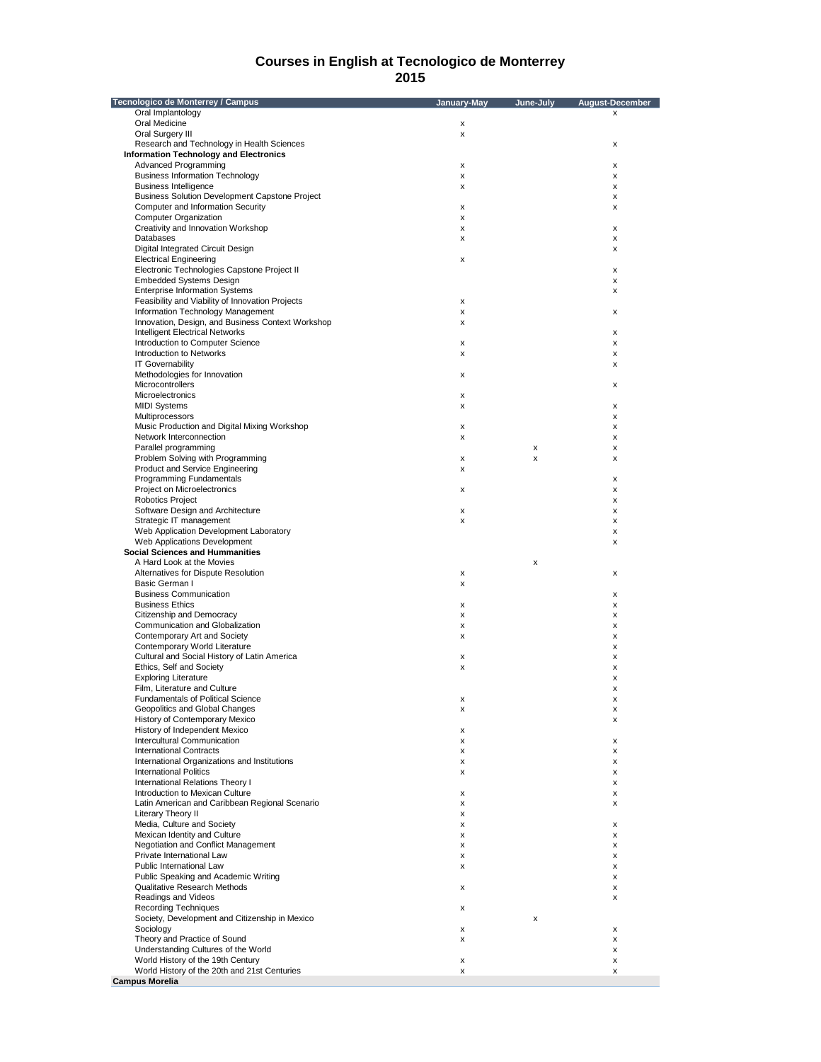# Courses in English at Tecnologico de Monterrey
## 2015

| Tecnologico de Monterrey / Campus | January-May | June-July | August-December |
|---|---|---|---|
| Oral Implantology | | | x |
| Oral Medicine | x | | |
| Oral Surgery III | x | | |
| Research and Technology in Health Sciences | | | x |
| **Information Technology and Electronics** | | | |
| Advanced Programming | x | | x |
| Business Information Technology | x | | x |
| Business Intelligence | x | | x |
| Business Solution Development Capstone Project | | | x |
| Computer and Information Security | x | | x |
| Computer Organization | x | | |
| Creativity and Innovation Workshop | x | | x |
| Databases | x | | x |
| Digital Integrated Circuit Design | | | x |
| Electrical Engineering | x | | |
| Electronic Technologies Capstone Project II | | | x |
| Embedded Systems Design | | | x |
| Enterprise Information Systems | | | x |
| Feasibility and Viability of Innovation Projects | x | | |
| Information Technology Management | x | | x |
| Innovation, Design, and Business Context Workshop | x | | |
| Intelligent Electrical Networks | | | x |
| Introduction to Computer Science | x | | x |
| Introduction to Networks | x | | x |
| IT Governability | | | x |
| Methodologies for Innovation | x | | |
| Microcontrollers | | | x |
| Microelectronics | x | | |
| MIDI Systems | x | | x |
| Multiprocessors | | | x |
| Music Production and Digital Mixing Workshop | x | | x |
| Network Interconnection | x | | x |
| Parallel programming | | x | x |
| Problem Solving with Programming | x | x | x |
| Product and Service Engineering | x | | |
| Programming Fundamentals | | | x |
| Project on Microelectronics | x | | x |
| Robotics Project | | | x |
| Software Design and Architecture | x | | x |
| Strategic IT management | x | | x |
| Web Application Development Laboratory | | | x |
| Web Applications Development | | | x |
| **Social Sciences and Hummanities** | | | |
| A Hard Look at the Movies | | x | |
| Alternatives for Dispute Resolution | x | | x |
| Basic German I | x | | |
| Business Communication | | | x |
| Business Ethics | x | | x |
| Citizenship and Democracy | x | | x |
| Communication and Globalization | x | | x |
| Contemporary Art and Society | x | | x |
| Contemporary World Literature | | | x |
| Cultural and Social History of Latin America | x | | x |
| Ethics, Self and Society | x | | x |
| Exploring Literature | | | x |
| Film, Literature and Culture | | | x |
| Fundamentals of Political Science | x | | x |
| Geopolitics and Global Changes | x | | x |
| History of Contemporary Mexico | | | x |
| History of Independent Mexico | x | | |
| Intercultural Communication | x | | x |
| International Contracts | x | | x |
| International Organizations and Institutions | x | | x |
| International Politics | x | | x |
| International Relations Theory I | | | x |
| Introduction to Mexican Culture | x | | x |
| Latin American and Caribbean Regional Scenario | x | | x |
| Literary Theory II | x | | |
| Media, Culture and Society | x | | x |
| Mexican Identity and Culture | x | | x |
| Negotiation and Conflict Management | x | | x |
| Private International Law | x | | x |
| Public International Law | x | | x |
| Public Speaking and Academic Writing | | | x |
| Qualitative Research Methods | x | | x |
| Readings and Videos | | | x |
| Recording Techniques | x | | |
| Society, Development and Citizenship in Mexico | | x | |
| Sociology | x | | x |
| Theory and Practice of Sound | x | | x |
| Understanding Cultures of the World | | | x |
| World History of the 19th Century | x | | x |
| World History of the 20th and 21st Centuries | x | | x |
| **Campus Morelia** | | | |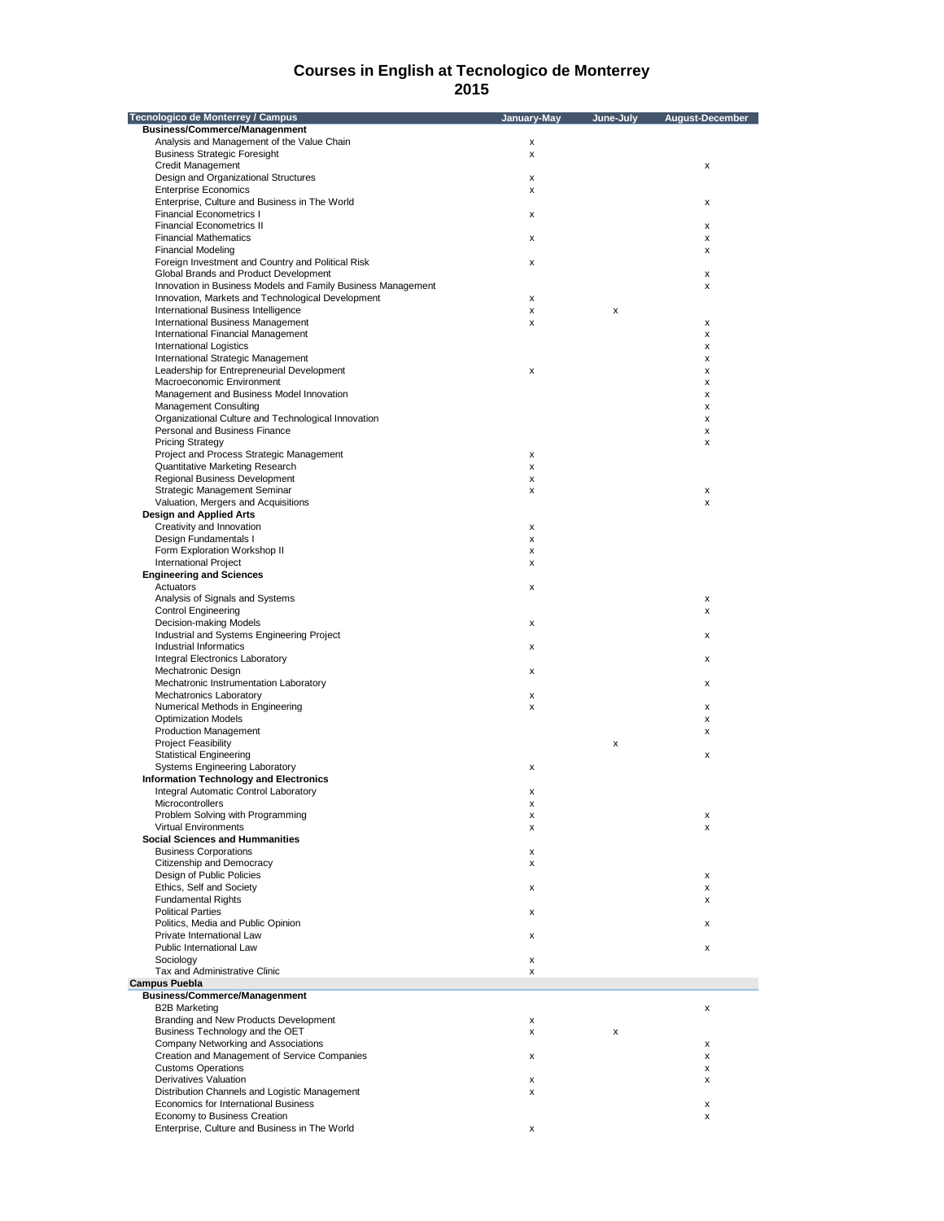# Courses in English at Tecnologico de Monterrey
## 2015

| Tecnologico de Monterrey / Campus | January-May | June-July | August-December |
|---|---|---|---|
| **Business/Commerce/Manangement** | | | |
| Analysis and Management of the Value Chain | x | | |
| Business Strategic Foresight | x | | |
| Credit Management | | | x |
| Design and Organizational Structures | x | | |
| Enterprise Economics | x | | |
| Enterprise, Culture and Business in The World | | | x |
| Financial Econometrics I | x | | |
| Financial Econometrics II | | | x |
| Financial Mathematics | x | | x |
| Financial Modeling | | | x |
| Foreign Investment and Country and Political Risk | x | | |
| Global Brands and Product Development | | | x |
| Innovation in Business Models and Family Business Management | | | x |
| Innovation, Markets and Technological Development | x | | |
| International Business Intelligence | x | x | |
| International Business Management | x | | x |
| International Financial Management | | | x |
| International Logistics | | | x |
| International Strategic Management | | | x |
| Leadership for Entrepreneurial Development | x | | x |
| Macroeconomic Environment | | | x |
| Management and Business Model Innovation | | | x |
| Management Consulting | | | x |
| Organizational Culture and Technological Innovation | | | x |
| Personal and Business Finance | | | x |
| Pricing Strategy | | | x |
| Project and Process Strategic Management | x | | |
| Quantitative Marketing Research | x | | |
| Regional Business Development | x | | |
| Strategic Management Seminar | x | | x |
| Valuation, Mergers and Acquisitions | | | x |
| **Design and Applied Arts** | | | |
| Creativity and Innovation | x | | |
| Design Fundamentals I | x | | |
| Form Exploration Workshop II | x | | |
| International Project | x | | |
| **Engineering and Sciences** | | | |
| Actuators | x | | |
| Analysis of Signals and Systems | | | x |
| Control Engineering | | | x |
| Decision-making Models | x | | |
| Industrial and Systems Engineering Project | | | x |
| Industrial Informatics | x | | |
| Integral Electronics Laboratory | | | x |
| Mechatronic Design | x | | |
| Mechatronic Instrumentation Laboratory | | | x |
| Mechatronics Laboratory | x | | |
| Numerical Methods in Engineering | x | | x |
| Optimization Models | | | x |
| Production Management | | | x |
| Project Feasibility | | x | |
| Statistical Engineering | | | x |
| Systems Engineering Laboratory | x | | |
| **Information Technology and Electronics** | | | |
| Integral Automatic Control Laboratory | x | | |
| Microcontrollers | x | | |
| Problem Solving with Programming | x | | x |
| Virtual Environments | x | | x |
| **Social Sciences and Hummanities** | | | |
| Business Corporations | x | | |
| Citizenship and Democracy | x | | |
| Design of Public Policies | | | x |
| Ethics, Self and Society | x | | x |
| Fundamental Rights | | | x |
| Political Parties | x | | |
| Politics, Media and Public Opinion | | | x |
| Private International Law | x | | |
| Public International Law | | | x |
| Sociology | x | | |
| Tax and Administrative Clinic | x | | |
| **Campus Puebla** | | | |
| **Business/Commerce/Manangement** | | | |
| B2B Marketing | | | x |
| Branding and New Products Development | x | | |
| Business Technology and the OET | x | x | |
| Company Networking and Associations | | | x |
| Creation and Management of Service Companies | x | | x |
| Customs Operations | | | x |
| Derivatives Valuation | x | | x |
| Distribution Channels and Logistic Management | x | | |
| Economics for International Business | | | x |
| Economy to Business Creation | | | x |
| Enterprise, Culture and Business in The World | x | | |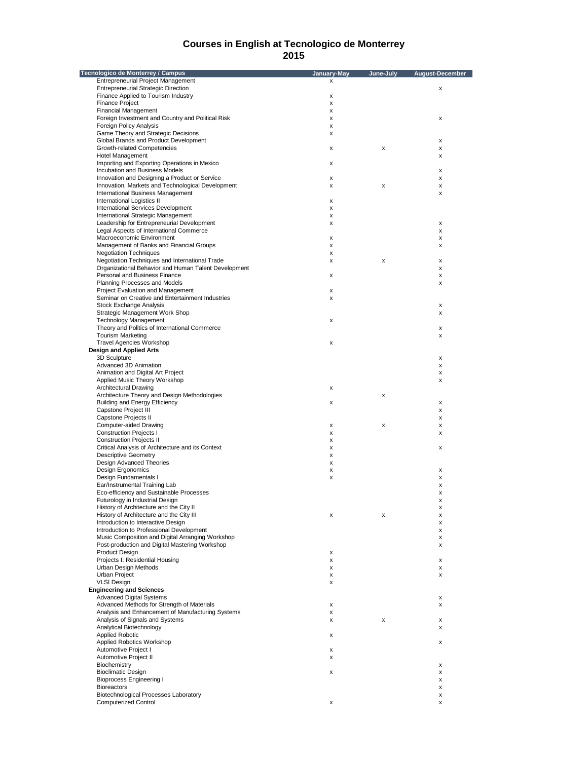# Courses in English at Tecnologico de Monterrey
## 2015

| Tecnologico de Monterrey / Campus | January-May | June-July | August-December |
|---|---|---|---|
| Entrepreneurial Project Management | x | | |
| Entrepreneurial Strategic Direction | | | x |
| Finance Applied to Tourism Industry | x | | |
| Finance Project | x | | |
| Financial Management | x | | |
| Foreign Investment and Country and Political Risk | x | | x |
| Foreign Policy Analysis | x | | |
| Game Theory and Strategic Decisions | x | | |
| Global Brands and Product Development | | | x |
| Growth-related Competencies | x | x | x |
| Hotel Management | | | x |
| Importing and Exporting Operations in Mexico | x | | |
| Incubation and Business Models | | | x |
| Innovation and Designing a Product or Service | x | | x |
| Innovation, Markets and Technological Development | x | x | x |
| International Business Management | | | x |
| International Logistics II | x | | |
| International Services Development | x | | |
| International Strategic Management | x | | |
| Leadership for Entrepreneurial Development | x | | x |
| Legal Aspects of International Commerce | | | x |
| Macroeconomic Environment | x | | x |
| Management of Banks and Financial Groups | x | | x |
| Negotiation Techniques | x | | |
| Negotiation Techniques and International Trade | x | x | x |
| Organizational Behavior and Human Talent Development | | | x |
| Personal and Business Finance | x | | x |
| Planning Processes and Models | | | x |
| Project Evaluation and Management | x | | |
| Seminar on Creative and Entertainment Industries | x | | |
| Stock Exchange Analysis | | | x |
| Strategic Management Work Shop | | | x |
| Technology Management | x | | |
| Theory and Politics of International Commerce | | | x |
| Tourism Marketing | | | x |
| Travel Agencies Workshop | x | | |
| **Design and Applied Arts** | | | |
| 3D Sculpture | | | x |
| Advanced 3D Animation | | | x |
| Animation and Digital Art Project | | | x |
| Applied Music Theory Workshop | | | x |
| Architectural Drawing | x | | |
| Architecture Theory and Design Methodologies | | x | |
| Building and Energy Efficiency | x | | x |
| Capstone Project III | | | x |
| Capstone Projects II | | | x |
| Computer-aided Drawing | x | x | x |
| Construction Projects I | x | | x |
| Construction Projects II | x | | |
| Critical Analysis of Architecture and its Context | x | | x |
| Descriptive Geometry | x | | |
| Design Advanced Theories | x | | |
| Design Ergonomics | x | | x |
| Design Fundamentals I | x | | x |
| Ear/Instrumental Training Lab | | | x |
| Eco-efficiency and Sustainable Processes | | | x |
| Futurology in Industrial Design | | | x |
| History of Architecture and the City II | | | x |
| History of Architecture and the City III | x | x | x |
| Introduction to Interactive Design | | | x |
| Introduction to Professional Development | | | x |
| Music Composition and Digital Arranging Workshop | | | x |
| Post-production and Digital Mastering Workshop | | | x |
| Product Design | x | | |
| Projects I: Residential Housing | x | | x |
| Urban Design Methods | x | | x |
| Urban Project | x | | x |
| VLSI Design | x | | |
| **Engineering and Sciences** | | | |
| Advanced Digital Systems | | | x |
| Advanced Methods for Strength of Materials | x | | x |
| Analysis and Enhancement of Manufacturing Systems | x | | |
| Analysis of Signals and Systems | x | x | x |
| Analytical Biotechnology | | | x |
| Applied Robotic | x | | |
| Applied Robotics Workshop | | | x |
| Automotive Project I | x | | |
| Automotive Project II | x | | |
| Biochemistry | | | x |
| Bioclimatic Design | x | | x |
| Bioprocess Engineering I | | | x |
| Bioreactors | | | x |
| Biotechnological Processes Laboratory | | | x |
| Computerized Control | x | | x |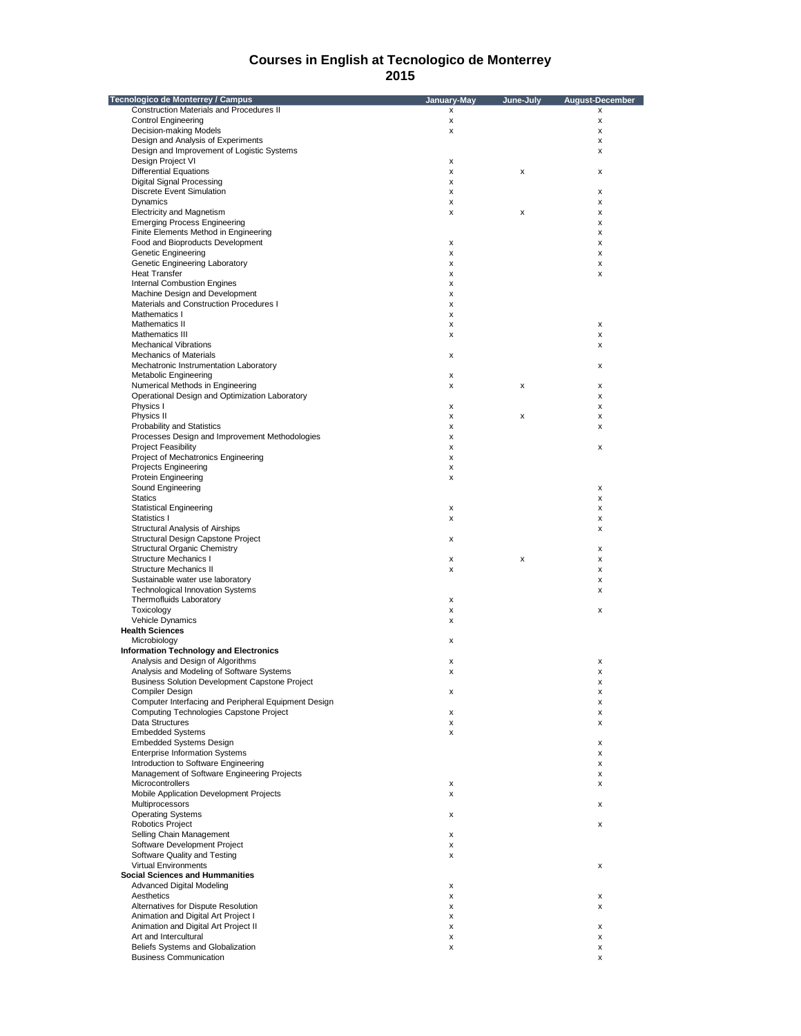# Courses in English at Tecnologico de Monterrey
## 2015

| Tecnologico de Monterrey / Campus | January-May | June-July | August-December |
|---|---|---|---|
| Construction Materials and Procedures II | x | | x |
| Control Engineering | x | | x |
| Decision-making Models | x | | x |
| Design and Analysis of Experiments | | | x |
| Design and Improvement of Logistic Systems | | | x |
| Design Project VI | x | | |
| Differential Equations | x | x | x |
| Digital Signal Processing | x | | |
| Discrete Event Simulation | x | | x |
| Dynamics | x | | x |
| Electricity and Magnetism | x | x | x |
| Emerging Process Engineering | | | x |
| Finite Elements Method in Engineering | | | x |
| Food and Bioproducts Development | x | | x |
| Genetic Engineering | x | | x |
| Genetic Engineering Laboratory | x | | x |
| Heat Transfer | x | | x |
| Internal Combustion Engines | x | | |
| Machine Design and Development | x | | |
| Materials and Construction Procedures I | x | | |
| Mathematics I | x | | |
| Mathematics II | x | | x |
| Mathematics III | x | | x |
| Mechanical Vibrations | | | x |
| Mechanics of Materials | x | | |
| Mechatronic Instrumentation Laboratory | | | x |
| Metabolic Engineering | x | | |
| Numerical Methods in Engineering | x | x | x |
| Operational Design and Optimization Laboratory | | | x |
| Physics I | x | | x |
| Physics II | x | x | x |
| Probability and Statistics | x | | x |
| Processes Design and Improvement Methodologies | x | | |
| Project Feasibility | x | | x |
| Project of Mechatronics Engineering | x | | |
| Projects Engineering | x | | |
| Protein Engineering | x | | |
| Sound Engineering | | | x |
| Statics | | | x |
| Statistical Engineering | x | | x |
| Statistics I | x | | x |
| Structural Analysis of Airships | | | x |
| Structural Design Capstone Project | x | | |
| Structural Organic Chemistry | | | x |
| Structure Mechanics I | x | x | x |
| Structure Mechanics II | x | | x |
| Sustainable water use laboratory | | | x |
| Technological Innovation Systems | | | x |
| Thermofluids Laboratory | x | | |
| Toxicology | x | | x |
| Vehicle Dynamics | x | | |
| **Health Sciences** | | | |
| Microbiology | x | | |
| **Information Technology and Electronics** | | | |
| Analysis and Design of Algorithms | x | | x |
| Analysis and Modeling of Software Systems | x | | x |
| Business Solution Development Capstone Project | | | x |
| Compiler Design | x | | x |
| Computer Interfacing and Peripheral Equipment Design | | | x |
| Computing Technologies Capstone Project | x | | x |
| Data Structures | x | | x |
| Embedded Systems | x | | |
| Embedded Systems Design | | | x |
| Enterprise Information Systems | | | x |
| Introduction to Software Engineering | | | x |
| Management of Software Engineering Projects | | | x |
| Microcontrollers | x | | x |
| Mobile Application Development Projects | x | | |
| Multiprocessors | | | x |
| Operating Systems | x | | |
| Robotics Project | | | x |
| Selling Chain Management | x | | |
| Software Development Project | x | | |
| Software Quality and Testing | x | | |
| Virtual Environments | | | x |
| **Social Sciences and Hummanities** | | | |
| Advanced Digital Modeling | x | | |
| Aesthetics | x | | x |
| Alternatives for Dispute Resolution | x | | x |
| Animation and Digital Art Project I | x | | |
| Animation and Digital Art Project II | x | | x |
| Art and Intercultural | x | | x |
| Beliefs Systems and Globalization | x | | x |
| Business Communication | | | x |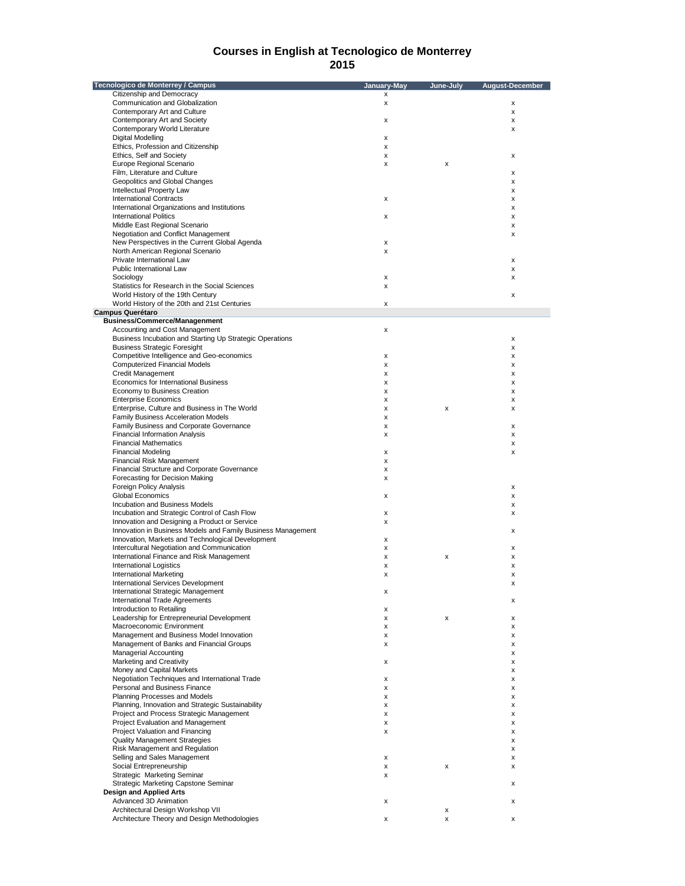# Courses in English at Tecnologico de Monterrey
## 2015

| Tecnologico de Monterrey / Campus | January-May | June-July | August-December |
|---|---|---|---|
| Citizenship and Democracy | x | | |
| Communication and Globalization | x | | x |
| Contemporary Art and Culture | | | x |
| Contemporary Art and Society | x | | x |
| Contemporary World Literature | | | x |
| Digital Modelling | x | | |
| Ethics, Profession and Citizenship | x | | |
| Ethics, Self and Society | x | | x |
| Europe Regional Scenario | x | x | |
| Film, Literature and Culture | | | x |
| Geopolitics and Global Changes | | | x |
| Intellectual Property Law | | | x |
| International Contracts | x | | x |
| International Organizations and Institutions | | | x |
| International Politics | x | | x |
| Middle East Regional Scenario | | | x |
| Negotiation and Conflict Management | | | x |
| New Perspectives in the Current Global Agenda | x | | |
| North American Regional Scenario | x | | |
| Private International Law | | | x |
| Public International Law | | | x |
| Sociology | x | | x |
| Statistics for Research in the Social Sciences | x | | |
| World History of the 19th Century | | | x |
| World History of the 20th and 21st Centuries | x | | |
| **Campus Querétaro** | | | |
| **Business/Commerce/Manangement** | | | |
| Accounting and Cost Management | x | | |
| Business Incubation and Starting Up Strategic Operations | | | x |
| Business Strategic Foresight | | | x |
| Competitive Intelligence and Geo-economics | x | | x |
| Computerized Financial Models | x | | x |
| Credit Management | x | | x |
| Economics for International Business | x | | x |
| Economy to Business Creation | x | | x |
| Enterprise Economics | x | | x |
| Enterprise, Culture and Business in The World | x | x | x |
| Family Business Acceleration Models | x | | |
| Family Business and Corporate Governance | x | | x |
| Financial Information Analysis | x | | x |
| Financial Mathematics | | | x |
| Financial Modeling | x | | x |
| Financial Risk Management | x | | |
| Financial Structure and Corporate Governance | x | | |
| Forecasting for Decision Making | x | | |
| Foreign Policy Analysis | | | x |
| Global Economics | x | | x |
| Incubation and Business Models | | | x |
| Incubation and Strategic Control of Cash Flow | x | | x |
| Innovation and Designing a Product or Service | x | | |
| Innovation in Business Models and Family Business Management | | | x |
| Innovation, Markets and Technological Development | x | | |
| Intercultural Negotiation and Communication | x | | x |
| International Finance and Risk Management | x | x | x |
| International Logistics | x | | x |
| International Marketing | x | | x |
| International Services Development | | | x |
| International Strategic Management | x | | |
| International Trade Agreements | | | x |
| Introduction to Retailing | x | | |
| Leadership for Entrepreneurial Development | x | x | x |
| Macroeconomic Environment | x | | x |
| Management and Business Model Innovation | x | | x |
| Management of Banks and Financial Groups | x | | x |
| Managerial Accounting | | | x |
| Marketing and Creativity | x | | x |
| Money and Capital Markets | | | x |
| Negotiation Techniques and International Trade | x | | x |
| Personal and Business Finance | x | | x |
| Planning Processes and Models | x | | x |
| Planning, Innovation and Strategic Sustainability | x | | x |
| Project and Process Strategic Management | x | | x |
| Project Evaluation and Management | x | | x |
| Project Valuation and Financing | x | | x |
| Quality Management Strategies | | | x |
| Risk Management and Regulation | | | x |
| Selling and Sales Management | x | | x |
| Social Entrepreneurship | x | x | x |
| Strategic Marketing Seminar | x | | |
| Strategic Marketing Capstone Seminar | | | x |
| **Design and Applied Arts** | | | |
| Advanced 3D Animation | x | | x |
| Architectural Design Workshop VII | | x | |
| Architecture Theory and Design Methodologies | x | x | x |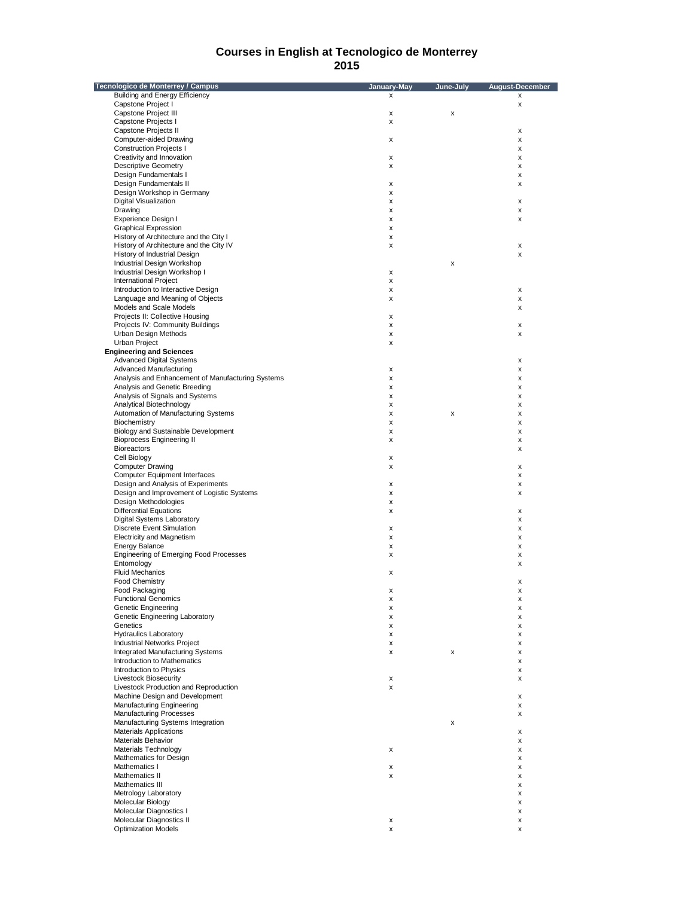# Courses in English at Tecnologico de Monterrey
## 2015

| Tecnologico de Monterrey / Campus | January-May | June-July | August-December |
|---|---|---|---|
| Building and Energy Efficiency | x | | x |
| Capstone Project I | | | x |
| Capstone Project III | x | x | |
| Capstone Projects I | x | | |
| Capstone Projects II | | | x |
| Computer-aided Drawing | x | | x |
| Construction Projects I | | | x |
| Creativity and Innovation | x | | x |
| Descriptive Geometry | x | | x |
| Design Fundamentals I | | | x |
| Design Fundamentals II | x | | x |
| Design Workshop in Germany | x | | |
| Digital Visualization | x | | x |
| Drawing | x | | x |
| Experience Design I | x | | x |
| Graphical Expression | x | | |
| History of Architecture and the City I | x | | |
| History of Architecture and the City IV | x | | x |
| History of Industrial Design | | | x |
| Industrial Design Workshop | | x | |
| Industrial Design Workshop I | x | | |
| International Project | x | | |
| Introduction to Interactive Design | x | | x |
| Language and Meaning of Objects | x | | x |
| Models and Scale Models | | | x |
| Projects II: Collective Housing | x | | |
| Projects IV: Community Buildings | x | | x |
| Urban Design Methods | x | | x |
| Urban Project | x | | |
| **Engineering and Sciences** | | | |
| Advanced Digital Systems | | | x |
| Advanced Manufacturing | x | | x |
| Analysis and Enhancement of Manufacturing Systems | x | | x |
| Analysis and Genetic Breeding | x | | x |
| Analysis of Signals and Systems | x | | x |
| Analytical Biotechnology | x | | x |
| Automation of Manufacturing Systems | x | x | x |
| Biochemistry | x | | x |
| Biology and Sustainable Development | x | | x |
| Bioprocess Engineering II | x | | x |
| Bioreactors | | | x |
| Cell Biology | x | | |
| Computer Drawing | x | | x |
| Computer Equipment Interfaces | | | x |
| Design and Analysis of Experiments | x | | x |
| Design and Improvement of Logistic Systems | x | | x |
| Design Methodologies | x | | |
| Differential Equations | x | | x |
| Digital Systems Laboratory | | | x |
| Discrete Event Simulation | x | | x |
| Electricity and Magnetism | x | | x |
| Energy Balance | x | | x |
| Engineering of Emerging Food Processes | x | | x |
| Entomology | | | x |
| Fluid Mechanics | x | | |
| Food Chemistry | | | x |
| Food Packaging | x | | x |
| Functional Genomics | x | | x |
| Genetic Engineering | x | | x |
| Genetic Engineering Laboratory | x | | x |
| Genetics | x | | x |
| Hydraulics Laboratory | x | | x |
| Industrial Networks Project | x | | x |
| Integrated Manufacturing Systems | x | x | x |
| Introduction to Mathematics | | | x |
| Introduction to Physics | | | x |
| Livestock Biosecurity | x | | x |
| Livestock Production and Reproduction | x | | |
| Machine Design and Development | | | x |
| Manufacturing Engineering | | | x |
| Manufacturing Processes | | | x |
| Manufacturing Systems Integration | | x | |
| Materials Applications | | | x |
| Materials Behavior | | | x |
| Materials Technology | x | | x |
| Mathematics for Design | | | x |
| Mathematics I | x | | x |
| Mathematics II | x | | x |
| Mathematics III | | | x |
| Metrology Laboratory | | | x |
| Molecular Biology | | | x |
| Molecular Diagnostics I | | | x |
| Molecular Diagnostics II | x | | x |
| Optimization Models | x | | x |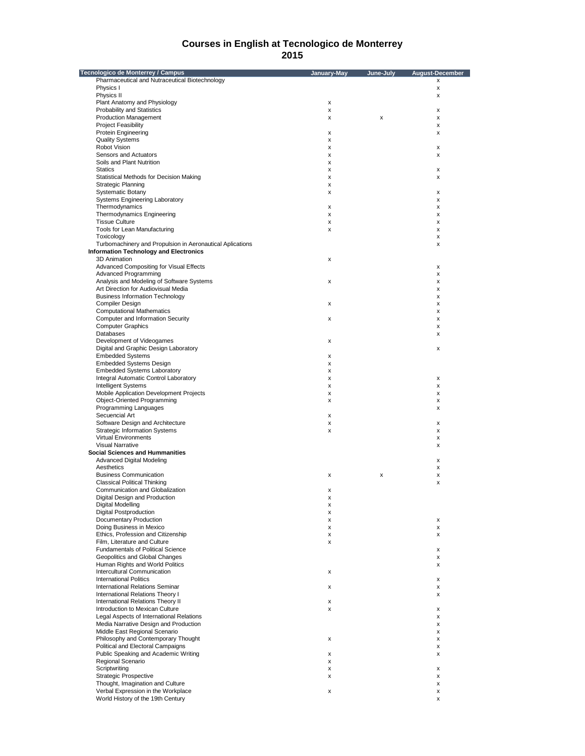# Courses in English at Tecnologico de Monterrey
## 2015

| Tecnologico de Monterrey / Campus | January-May | June-July | August-December |
|---|---|---|---|
| Pharmaceutical and Nutraceutical Biotechnology | | | x |
| Physics I | | | x |
| Physics II | | | x |
| Plant Anatomy and Physiology | x | | |
| Probability and Statistics | x | | x |
| Production Management | x | x | x |
| Project Feasibility | | | x |
| Protein Engineering | x | | x |
| Quality Systems | x | | |
| Robot Vision | x | | x |
| Sensors and Actuators | x | | x |
| Soils and Plant Nutrition | x | | |
| Statics | x | | x |
| Statistical Methods for Decision Making | x | | x |
| Strategic Planning | x | | |
| Systematic Botany | x | | x |
| Systems Engineering Laboratory | | | x |
| Thermodynamics | x | | x |
| Thermodynamics Engineering | x | | x |
| Tissue Culture | x | | x |
| Tools for Lean Manufacturing | x | | x |
| Toxicology | | | x |
| Turbomachinery and Propulsion in Aeronautical Aplications | | | x |
| **Information Technology and Electronics** | | | |
| 3D Animation | x | | |
| Advanced Compositing for Visual Effects | | | x |
| Advanced Programming | | | x |
| Analysis and Modeling of Software Systems | x | | x |
| Art Direction for Audiovisual Media | | | x |
| Business Information Technology | | | x |
| Compiler Design | x | | x |
| Computational Mathematics | | | x |
| Computer and Information Security | x | | x |
| Computer Graphics | | | x |
| Databases | | | x |
| Development of Videogames | x | | |
| Digital and Graphic Design Laboratory | | | x |
| Embedded Systems | x | | |
| Embedded Systems Design | x | | |
| Embedded Systems Laboratory | x | | |
| Integral Automatic Control Laboratory | x | | x |
| Intelligent Systems | x | | x |
| Mobile Application Development Projects | x | | x |
| Object-Oriented Programming | x | | x |
| Programming Languages | | | x |
| Secuencial Art | x | | |
| Software Design and Architecture | x | | x |
| Strategic Information Systems | x | | x |
| Virtual Environments | | | x |
| Visual Narrative | | | x |
| **Social Sciences and Hummanities** | | | |
| Advanced Digital Modeling | | | x |
| Aesthetics | | | x |
| Business Communication | x | x | x |
| Classical Political Thinking | | | x |
| Communication and Globalization | x | | |
| Digital Design and Production | x | | |
| Digital Modelling | x | | |
| Digital Postproduction | x | | |
| Documentary Production | x | | x |
| Doing Business in Mexico | x | | x |
| Ethics, Profession and Citizenship | x | | x |
| Film, Literature and Culture | x | | |
| Fundamentals of Political Science | | | x |
| Geopolitics and Global Changes | | | x |
| Human Rights and World Politics | | | x |
| Intercultural Communication | x | | |
| International Politics | | | x |
| International Relations Seminar | x | | x |
| International Relations Theory I | | | x |
| International Relations Theory II | x | | |
| Introduction to Mexican Culture | x | | x |
| Legal Aspects of International Relations | | | x |
| Media Narrative Design and Production | | | x |
| Middle East Regional Scenario | | | x |
| Philosophy and Contemporary Thought | x | | x |
| Political and Electoral Campaigns | | | x |
| Public Speaking and Academic Writing | x | | x |
| Regional Scenario | x | | |
| Scriptwriting | x | | x |
| Strategic Prospective | x | | x |
| Thought, Imagination and Culture | | | x |
| Verbal Expression in the Workplace | x | | x |
| World History of the 19th Century | | | x |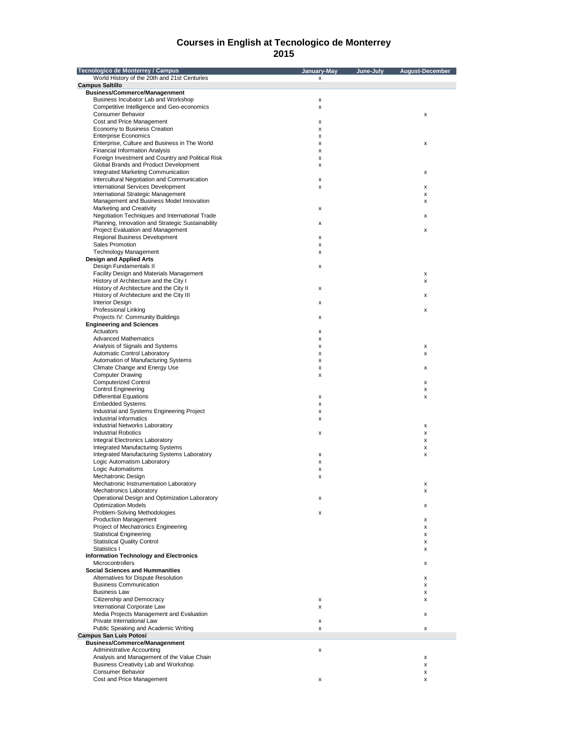# Courses in English at Tecnologico de Monterrey
## 2015

| Tecnologico de Monterrey / Campus | January-May | June-July | August-December |
|---|---|---|---|
| World History of the 20th and 21st Centuries | x | | |
| **Campus Saltillo** | | | |
| **Business/Commerce/Managenment** | | | |
| Business Incubator Lab and Workshop | x | | |
| Competitive Intelligence and Geo-economics | x | | |
| Consumer Behavior | | | x |
| Cost and Price Management | x | | |
| Economy to Business Creation | x | | |
| Enterprise Economics | x | | |
| Enterprise, Culture and Business in The World | x | | x |
| Financial Information Analysis | x | | |
| Foreign Investment and Country and Political Risk | x | | |
| Global Brands and Product Development | x | | |
| Integrated Marketing Communication | | | x |
| Intercultural Negotiation and Communication | x | | |
| International Services Development | x | | x |
| International Strategic Management | | | x |
| Management and Business Model Innovation | | | x |
| Marketing and Creativity | x | | |
| Negotiation Techniques and International Trade | | | x |
| Planning, Innovation and Strategic Sustainability | x | | |
| Project Evaluation and Management | | | x |
| Regional Business Development | x | | |
| Sales Promotion | x | | |
| Technology Management | x | | |
| **Design and Applied Arts** | | | |
| Design Fundamentals II | x | | |
| Facility Design and Materials Management | | | x |
| History of Architecture and the City I | | | x |
| History of Architecture and the City II | x | | |
| History of Architecture and the City III | | | x |
| Interior Design | x | | |
| Professional Linking | | | x |
| Projects IV: Community Buildings | x | | |
| **Engineering and Sciences** | | | |
| Actuators | x | | |
| Advanced Mathematics | x | | |
| Analysis of Signals and Systems | x | | x |
| Automatic Control Laboratory | x | | x |
| Automation of Manufacturing Systems | x | | |
| Climate Change and Energy Use | x | | x |
| Computer Drawing | x | | |
| Computerized Control | | | x |
| Control Engineering | | | x |
| Differential Equations | x | | x |
| Embedded Systems | x | | |
| Industrial and Systems Engineering Project | x | | |
| Industrial Informatics | x | | |
| Industrial Networks Laboratory | | | x |
| Industrial Robotics | x | | x |
| Integral Electronics Laboratory | | | x |
| Integrated Manufacturing Systems | | | x |
| Integrated Manufacturing Systems Laboratory | x | | x |
| Logic Automatism Laboratory | x | | |
| Logic Automatisms | x | | |
| Mechatronic Design | x | | |
| Mechatronic Instrumentation Laboratory | | | x |
| Mechatronics Laboratory | | | x |
| Operational Design and Optimization Laboratory | x | | |
| Optimization Models | | | x |
| Problem-Solving Methodologies | x | | |
| Production Management | | | x |
| Project of Mechatronics Engineering | | | x |
| Statistical Engineering | | | x |
| Statistical Quality Control | | | x |
| Statistics I | | | x |
| **Information Technology and Electronics** | | | |
| Microcontrollers | | | x |
| **Social Sciences and Hummanities** | | | |
| Alternatives for Dispute Resolution | | | x |
| Business Communication | | | x |
| Business Law | | | x |
| Citizenship and Democracy | x | | x |
| International Corporate Law | x | | |
| Media Projects Management and Evaluation | | | x |
| Private International Law | x | | |
| Public Speaking and Academic Writing | x | | x |
| **Campus San Luis Potosí** | | | |
| **Business/Commerce/Managenment** | | | |
| Administrative Accounting | x | | |
| Analysis and Management of the Value Chain | | | x |
| Business Creativity Lab and Workshop | | | x |
| Consumer Behavior | | | x |
| Cost and Price Management | x | | x |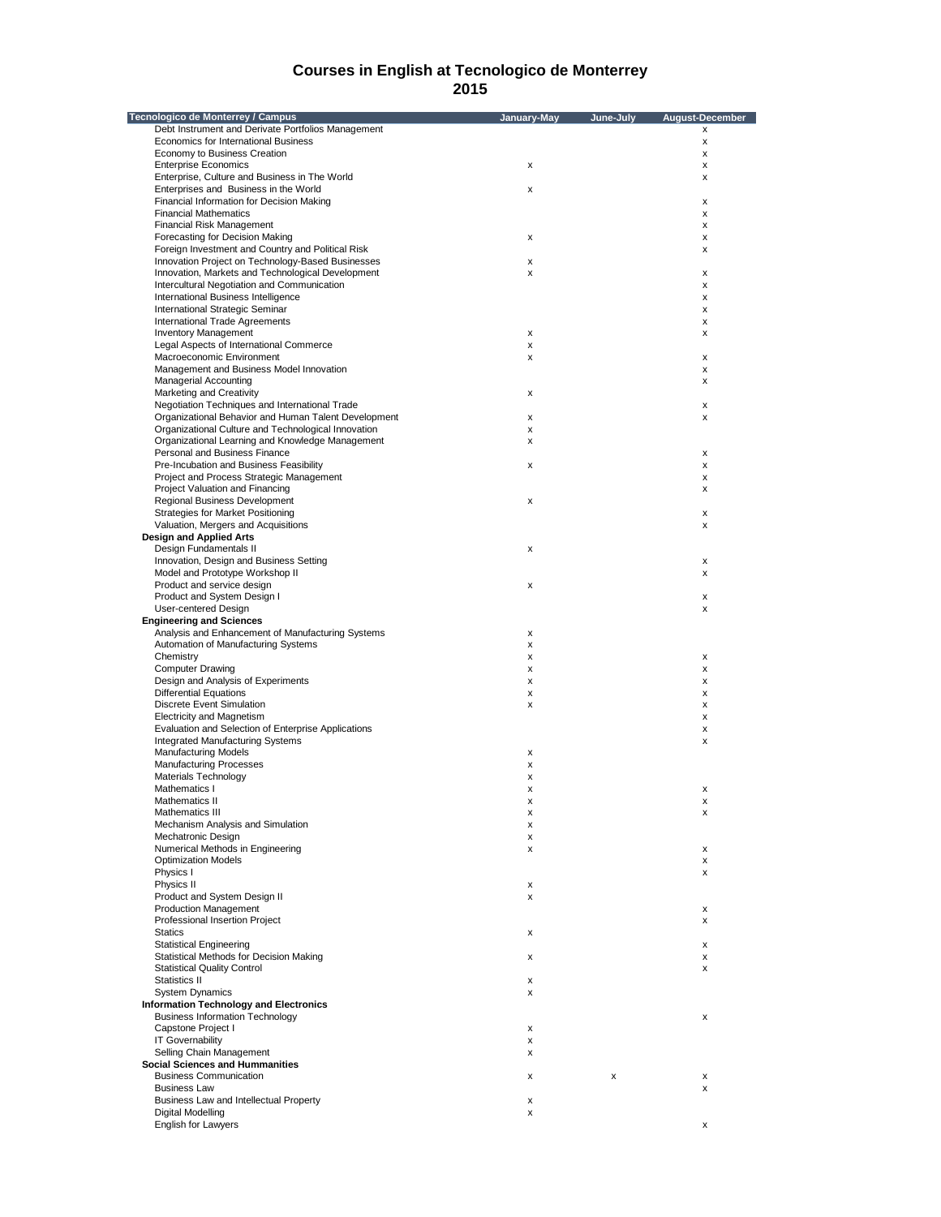# Courses in English at Tecnologico de Monterrey
## 2015

| Tecnologico de Monterrey / Campus | January-May | June-July | August-December |
|---|---|---|---|
| Debt Instrument and Derivate Portfolios Management | | | x |
| Economics for International Business | | | x |
| Economy to Business Creation | | | x |
| Enterprise Economics | x | | x |
| Enterprise, Culture and Business in The World | | | x |
| Enterprises and Business in the World | x | | |
| Financial Information for Decision Making | | | x |
| Financial Mathematics | | | x |
| Financial Risk Management | | | x |
| Forecasting for Decision Making | x | | x |
| Foreign Investment and Country and Political Risk | | | x |
| Innovation Project on Technology-Based Businesses | x | | |
| Innovation, Markets and Technological Development | x | | x |
| Intercultural Negotiation and Communication | | | x |
| International Business Intelligence | | | x |
| International Strategic Seminar | | | x |
| International Trade Agreements | | | x |
| Inventory Management | x | | x |
| Legal Aspects of International Commerce | x | | |
| Macroeconomic Environment | x | | x |
| Management and Business Model Innovation | | | x |
| Managerial Accounting | | | x |
| Marketing and Creativity | x | | |
| Negotiation Techniques and International Trade | | | x |
| Organizational Behavior and Human Talent Development | x | | x |
| Organizational Culture and Technological Innovation | x | | |
| Organizational Learning and Knowledge Management | x | | |
| Personal and Business Finance | | | x |
| Pre-Incubation and Business Feasibility | x | | x |
| Project and Process Strategic Management | | | x |
| Project Valuation and Financing | | | x |
| Regional Business Development | x | | |
| Strategies for Market Positioning | | | x |
| Valuation, Mergers and Acquisitions | | | x |
| **Design and Applied Arts** | | | |
| Design Fundamentals II | x | | |
| Innovation, Design and Business Setting | | | x |
| Model and Prototype Workshop II | | | x |
| Product and service design | x | | |
| Product and System Design I | | | x |
| User-centered Design | | | x |
| **Engineering and Sciences** | | | |
| Analysis and Enhancement of Manufacturing Systems | x | | |
| Automation of Manufacturing Systems | x | | |
| Chemistry | x | | x |
| Computer Drawing | x | | x |
| Design and Analysis of Experiments | x | | x |
| Differential Equations | x | | x |
| Discrete Event Simulation | x | | x |
| Electricity and Magnetism | | | x |
| Evaluation and Selection of Enterprise Applications | | | x |
| Integrated Manufacturing Systems | | | x |
| Manufacturing Models | x | | |
| Manufacturing Processes | x | | |
| Materials Technology | x | | |
| Mathematics I | x | | x |
| Mathematics II | x | | x |
| Mathematics III | x | | x |
| Mechanism Analysis and Simulation | x | | |
| Mechatronic Design | x | | |
| Numerical Methods in Engineering | x | | x |
| Optimization Models | | | x |
| Physics I | | | x |
| Physics II | x | | |
| Product and System Design II | x | | |
| Production Management | | | x |
| Professional Insertion Project | | | x |
| Statics | x | | |
| Statistical Engineering | | | x |
| Statistical Methods for Decision Making | x | | x |
| Statistical Quality Control | | | x |
| Statistics II | x | | |
| System Dynamics | x | | |
| **Information Technology and Electronics** | | | |
| Business Information Technology | | | x |
| Capstone Project I | x | | |
| IT Governability | x | | |
| Selling Chain Management | x | | |
| **Social Sciences and Hummanities** | | | |
| Business Communication | x | x | x |
| Business Law | | | x |
| Business Law and Intellectual Property | x | | |
| Digital Modelling | x | | |
| English for Lawyers | | | x |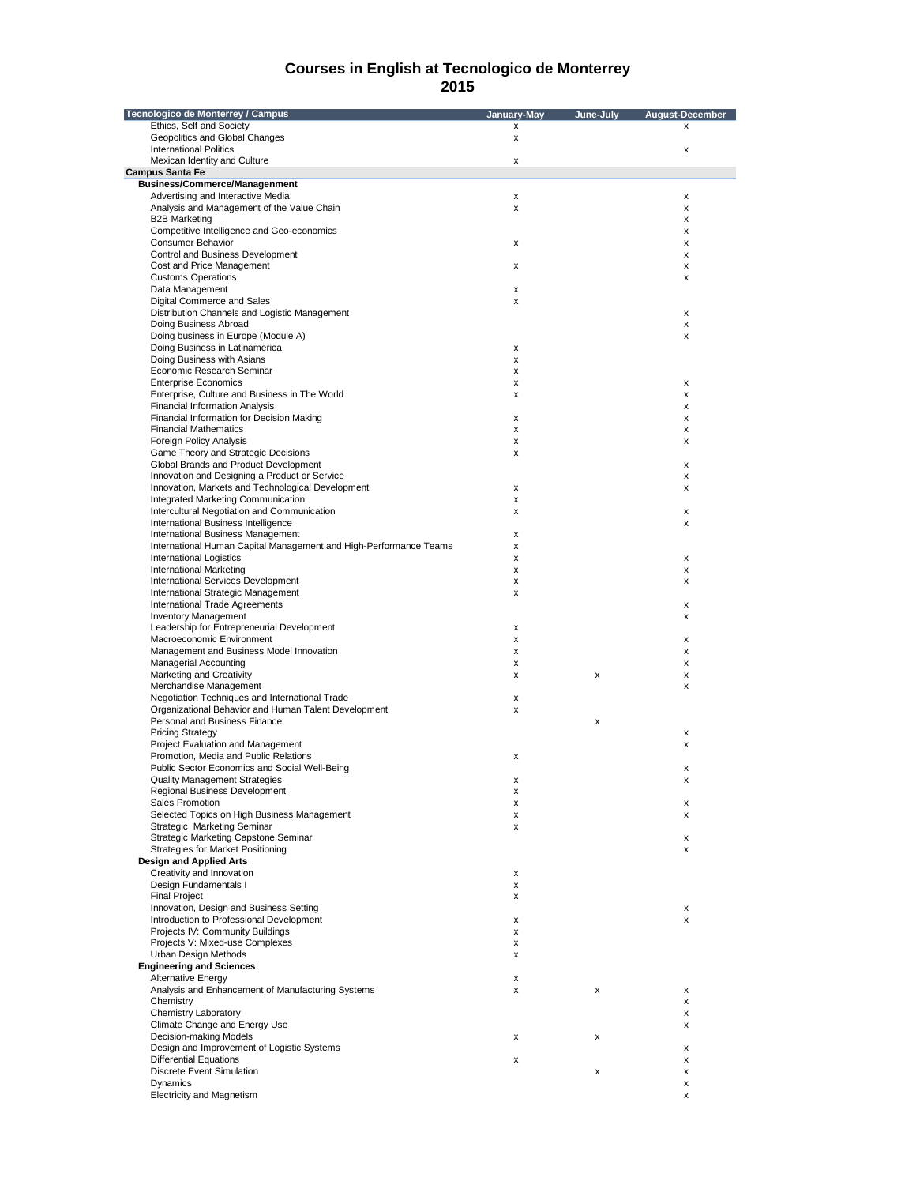# Courses in English at Tecnologico de Monterrey
## 2015

| Tecnologico de Monterrey / Campus | January-May | June-July | August-December |
|---|---|---|---|
| Ethics, Self and Society | x | | x |
| Geopolitics and Global Changes | x | | |
| International Politics | | | x |
| Mexican Identity and Culture | x | | |
| **Campus Santa Fe** | | | |
| **Business/Commerce/Managenment** | | | |
| Advertising and Interactive Media | x | | x |
| Analysis and Management of the Value Chain | x | | x |
| B2B Marketing | | | x |
| Competitive Intelligence and Geo-economics | | | x |
| Consumer Behavior | x | | x |
| Control and Business Development | | | x |
| Cost and Price Management | x | | x |
| Customs Operations | | | x |
| Data Management | x | | |
| Digital Commerce and Sales | x | | |
| Distribution Channels and Logistic Management | | | x |
| Doing Business Abroad | | | x |
| Doing business in Europe (Module A) | | | x |
| Doing Business in Latinamerica | x | | |
| Doing Business with Asians | x | | |
| Economic Research Seminar | x | | |
| Enterprise Economics | x | | x |
| Enterprise, Culture and Business in The World | x | | x |
| Financial Information Analysis | | | x |
| Financial Information for Decision Making | x | | x |
| Financial Mathematics | x | | x |
| Foreign Policy Analysis | x | | x |
| Game Theory and Strategic Decisions | x | | |
| Global Brands and Product Development | | | x |
| Innovation and Designing a Product or Service | | | x |
| Innovation, Markets and Technological Development | x | | x |
| Integrated Marketing Communication | x | | |
| Intercultural Negotiation and Communication | x | | x |
| International Business Intelligence | | | x |
| International Business Management | x | | |
| International Human Capital Management and High-Performance Teams | x | | |
| International Logistics | x | | x |
| International Marketing | x | | x |
| International Services Development | x | | x |
| International Strategic Management | x | | |
| International Trade Agreements | | | x |
| Inventory Management | | | x |
| Leadership for Entrepreneurial Development | x | | |
| Macroeconomic Environment | x | | x |
| Management and Business Model Innovation | x | | x |
| Managerial Accounting | x | | x |
| Marketing and Creativity | x | x | x |
| Merchandise Management | | | x |
| Negotiation Techniques and International Trade | x | | |
| Organizational Behavior and Human Talent Development | x | | |
| Personal and Business Finance | | x | |
| Pricing Strategy | | | x |
| Project Evaluation and Management | | | x |
| Promotion, Media and Public Relations | x | | |
| Public Sector Economics and Social Well-Being | | | x |
| Quality Management Strategies | x | | x |
| Regional Business Development | x | | |
| Sales Promotion | x | | x |
| Selected Topics on High Business Management | x | | x |
| Strategic Marketing Seminar | x | | |
| Strategic Marketing Capstone Seminar | | | x |
| Strategies for Market Positioning | | | x |
| **Design and Applied Arts** | | | |
| Creativity and Innovation | x | | |
| Design Fundamentals I | x | | |
| Final Project | x | | |
| Innovation, Design and Business Setting | | | x |
| Introduction to Professional Development | x | | x |
| Projects IV: Community Buildings | x | | |
| Projects V: Mixed-use Complexes | x | | |
| Urban Design Methods | x | | |
| **Engineering and Sciences** | | | |
| Alternative Energy | x | | |
| Analysis and Enhancement of Manufacturing Systems | x | x | x |
| Chemistry | | | x |
| Chemistry Laboratory | | | x |
| Climate Change and Energy Use | | | x |
| Decision-making Models | x | x | |
| Design and Improvement of Logistic Systems | | | x |
| Differential Equations | x | | x |
| Discrete Event Simulation | | x | x |
| Dynamics | | | x |
| Electricity and Magnetism | | | x |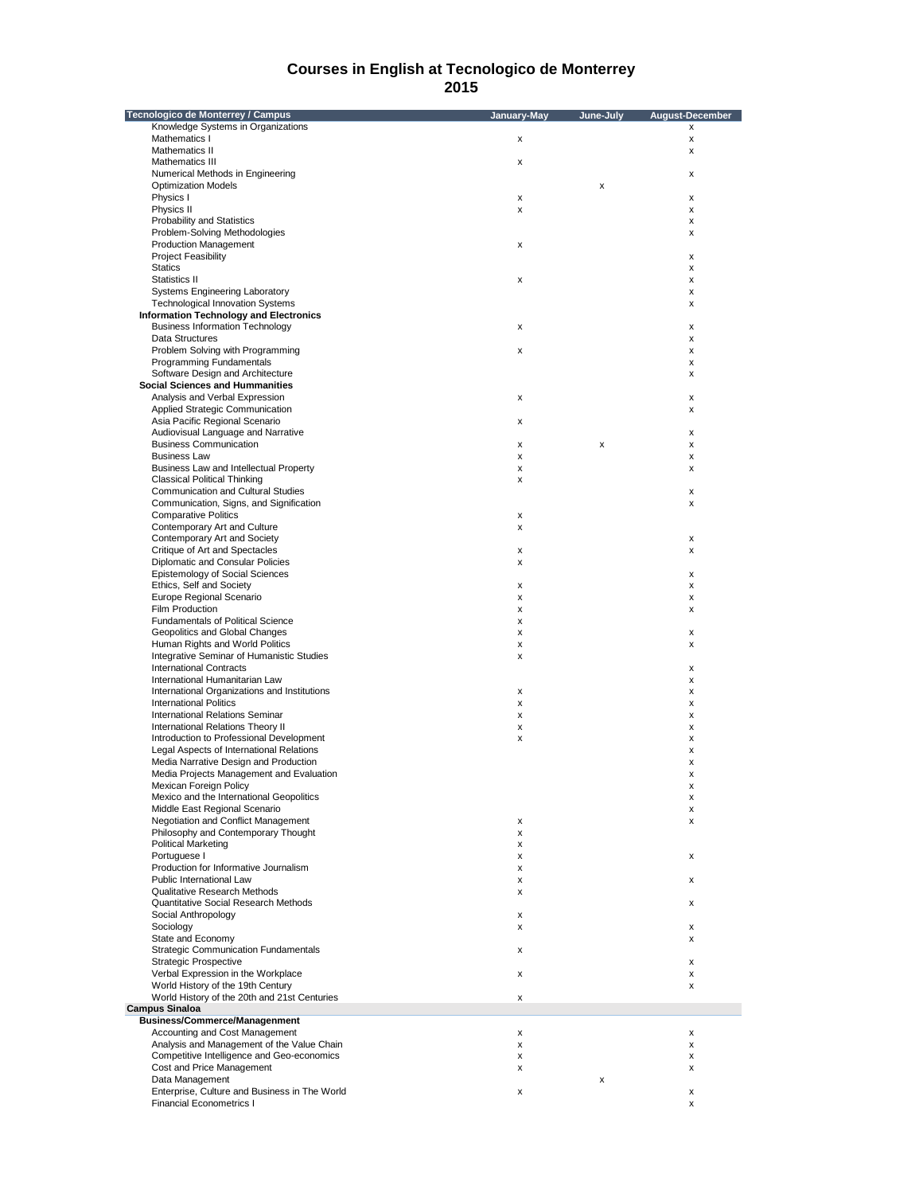# Courses in English at Tecnologico de Monterrey
## 2015

| Tecnologico de Monterrey / Campus | January-May | June-July | August-December |
|---|---|---|---|
| Knowledge Systems in Organizations | | | x |
| Mathematics I | x | | x |
| Mathematics II | | | x |
| Mathematics III | x | | |
| Numerical Methods in Engineering | | | x |
| Optimization Models | | x | |
| Physics I | x | | x |
| Physics II | x | | x |
| Probability and Statistics | | | x |
| Problem-Solving Methodologies | | | x |
| Production Management | x | | |
| Project Feasibility | | | x |
| Statics | | | x |
| Statistics II | x | | x |
| Systems Engineering Laboratory | | | x |
| Technological Innovation Systems | | | x |
| **Information Technology and Electronics** | | | |
| Business Information Technology | x | | x |
| Data Structures | | | x |
| Problem Solving with Programming | x | | x |
| Programming Fundamentals | | | x |
| Software Design and Architecture | | | x |
| **Social Sciences and Hummanities** | | | |
| Analysis and Verbal Expression | x | | x |
| Applied Strategic Communication | | | x |
| Asia Pacific Regional Scenario | x | | |
| Audiovisual Language and Narrative | | | x |
| Business Communication | x | x | x |
| Business Law | x | | x |
| Business Law and Intellectual Property | x | | x |
| Classical Political Thinking | x | | |
| Communication and Cultural Studies | | | x |
| Communication, Signs, and Signification | | | x |
| Comparative Politics | x | | |
| Contemporary Art and Culture | x | | |
| Contemporary Art and Society | | | x |
| Critique of Art and Spectacles | x | | x |
| Diplomatic and Consular Policies | x | | |
| Epistemology of Social Sciences | | | x |
| Ethics, Self and Society | x | | x |
| Europe Regional Scenario | x | | x |
| Film Production | x | | x |
| Fundamentals of Political Science | x | | |
| Geopolitics and Global Changes | x | | x |
| Human Rights and World Politics | x | | x |
| Integrative Seminar of Humanistic Studies | x | | |
| International Contracts | | | x |
| International Humanitarian Law | | | x |
| International Organizations and Institutions | x | | x |
| International Politics | x | | x |
| International Relations Seminar | x | | x |
| International Relations Theory II | x | | x |
| Introduction to Professional Development | x | | x |
| Legal Aspects of International Relations | | | x |
| Media Narrative Design and Production | | | x |
| Media Projects Management and Evaluation | | | x |
| Mexican Foreign Policy | | | x |
| Mexico and the International Geopolitics | | | x |
| Middle East Regional Scenario | | | x |
| Negotiation and Conflict Management | x | | x |
| Philosophy and Contemporary Thought | x | | |
| Political Marketing | x | | |
| Portuguese I | x | | x |
| Production for Informative Journalism | x | | |
| Public International Law | x | | x |
| Qualitative Research Methods | x | | |
| Quantitative Social Research Methods | | | x |
| Social Anthropology | x | | |
| Sociology | x | | x |
| State and Economy | | | x |
| Strategic Communication Fundamentals | x | | |
| Strategic Prospective | | | x |
| Verbal Expression in the Workplace | x | | x |
| World History of the 19th Century | | | x |
| World History of the 20th and 21st Centuries | x | | |
| **Campus Sinaloa** | | | |
| **Business/Commerce/Managenment** | | | |
| Accounting and Cost Management | x | | x |
| Analysis and Management of the Value Chain | x | | x |
| Competitive Intelligence and Geo-economics | x | | x |
| Cost and Price Management | x | | x |
| Data Management | | x | |
| Enterprise, Culture and Business in The World | x | | x |
| Financial Econometrics I | | | x |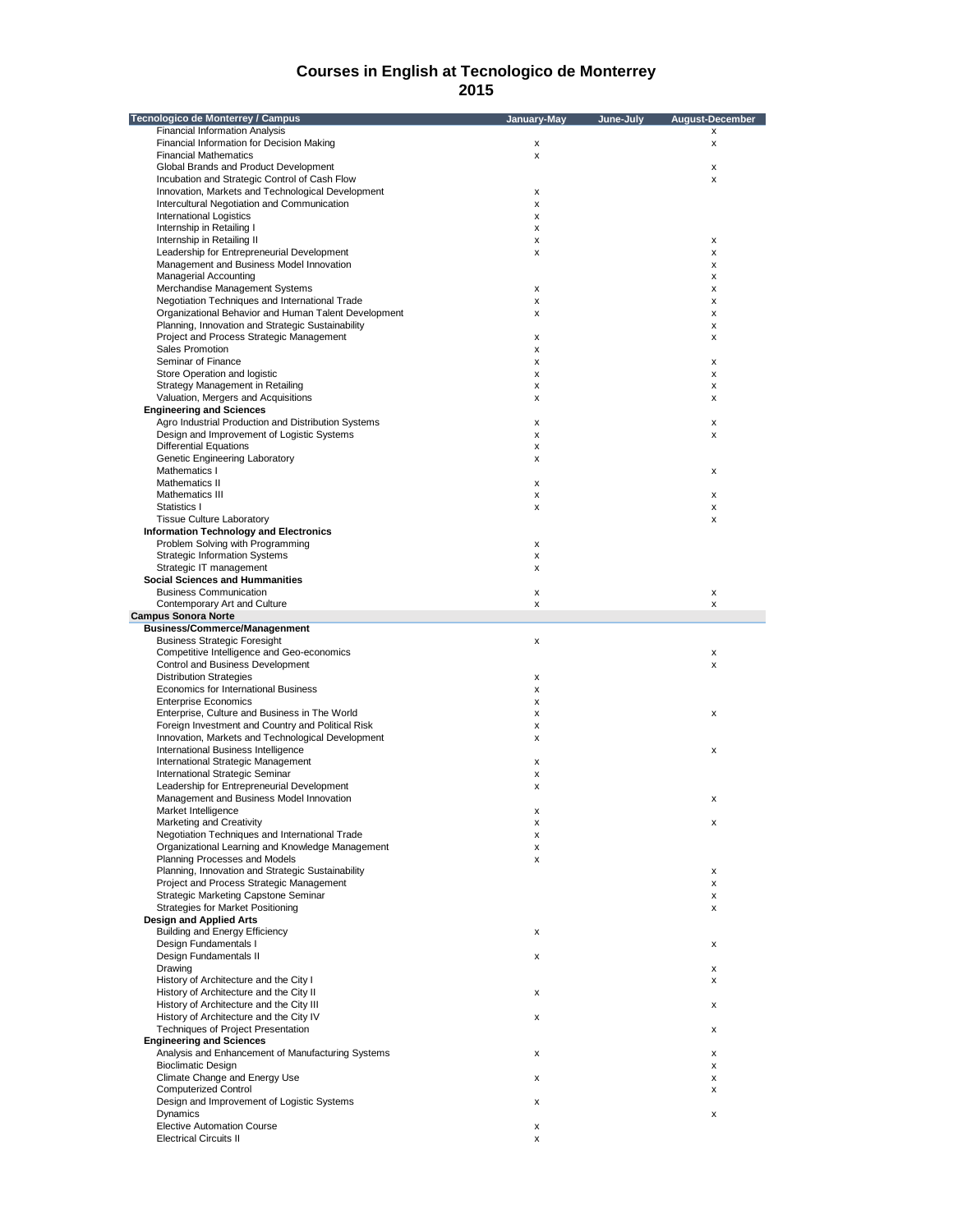# Courses in English at Tecnologico de Monterrey
## 2015

| Tecnologico de Monterrey / Campus | January-May | June-July | August-December |
|---|---|---|---|
| Financial Information Analysis | | | x |
| Financial Information for Decision Making | x | | x |
| Financial Mathematics | x | | |
| Global Brands and Product Development | | | x |
| Incubation and Strategic Control of Cash Flow | | | x |
| Innovation, Markets and Technological Development | x | | |
| Intercultural Negotiation and Communication | x | | |
| International Logistics | x | | |
| Internship in Retailing I | x | | |
| Internship in Retailing II | x | | x |
| Leadership for Entrepreneurial Development | x | | x |
| Management and Business Model Innovation | | | x |
| Managerial Accounting | | | x |
| Merchandise Management Systems | x | | x |
| Negotiation Techniques and International Trade | x | | x |
| Organizational Behavior and Human Talent Development | x | | x |
| Planning, Innovation and Strategic Sustainability | | | x |
| Project and Process Strategic Management | x | | x |
| Sales Promotion | x | | |
| Seminar of Finance | x | | x |
| Store Operation and logistic | x | | x |
| Strategy Management in Retailing | x | | x |
| Valuation, Mergers and Acquisitions | x | | x |
| **Engineering and Sciences** | | | |
| Agro Industrial Production and Distribution Systems | x | | x |
| Design and Improvement of Logistic Systems | x | | x |
| Differential Equations | x | | |
| Genetic Engineering Laboratory | x | | |
| Mathematics I | | | x |
| Mathematics II | x | | |
| Mathematics III | x | | x |
| Statistics I | x | | x |
| Tissue Culture Laboratory | | | x |
| **Information Technology and Electronics** | | | |
| Problem Solving with Programming | x | | |
| Strategic Information Systems | x | | |
| Strategic IT management | x | | |
| **Social Sciences and Hummanities** | | | |
| Business Communication | x | | x |
| Contemporary Art and Culture | x | | x |
| **Campus Sonora Norte** | | | |
| **Business/Commerce/Managenment** | | | |
| Business Strategic Foresight | x | | |
| Competitive Intelligence and Geo-economics | | | x |
| Control and Business Development | | | x |
| Distribution Strategies | x | | |
| Economics for International Business | x | | |
| Enterprise Economics | x | | |
| Enterprise, Culture and Business in The World | x | | x |
| Foreign Investment and Country and Political Risk | x | | |
| Innovation, Markets and Technological Development | x | | |
| International Business Intelligence | | | x |
| International Strategic Management | x | | |
| International Strategic Seminar | x | | |
| Leadership for Entrepreneurial Development | x | | |
| Management and Business Model Innovation | | | x |
| Market Intelligence | x | | |
| Marketing and Creativity | x | | x |
| Negotiation Techniques and International Trade | x | | |
| Organizational Learning and Knowledge Management | x | | |
| Planning Processes and Models | x | | |
| Planning, Innovation and Strategic Sustainability | | | x |
| Project and Process Strategic Management | | | x |
| Strategic Marketing Capstone Seminar | | | x |
| Strategies for Market Positioning | | | x |
| **Design and Applied Arts** | | | |
| Building and Energy Efficiency | x | | |
| Design Fundamentals I | | | x |
| Design Fundamentals II | x | | |
| Drawing | | | x |
| History of Architecture and the City I | | | x |
| History of Architecture and the City II | x | | |
| History of Architecture and the City III | | | x |
| History of Architecture and the City IV | x | | |
| Techniques of Project Presentation | | | x |
| **Engineering and Sciences** | | | |
| Analysis and Enhancement of Manufacturing Systems | x | | x |
| Bioclimatic Design | | | x |
| Climate Change and Energy Use | x | | x |
| Computerized Control | | | x |
| Design and Improvement of Logistic Systems | x | | |
| Dynamics | | | x |
| Elective Automation Course | x | | |
| Electrical Circuits II | x | | |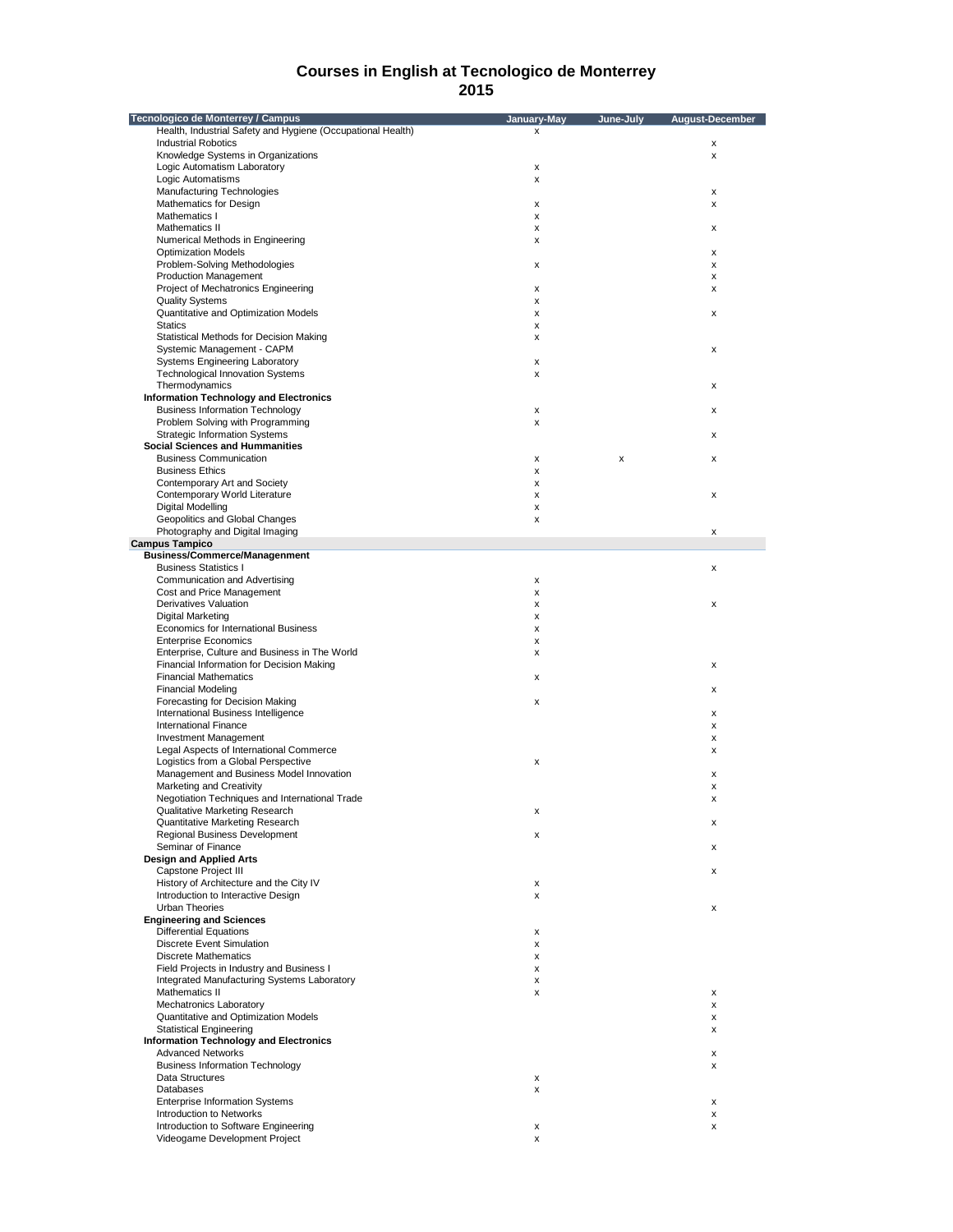# Courses in English at Tecnologico de Monterrey 2015

| Tecnologico de Monterrey / Campus | January-May | June-July | August-December |
|---|---|---|---|
| Health, Industrial Safety and Hygiene (Occupational Health) | x | | |
| Industrial Robotics | | | x |
| Knowledge Systems in Organizations | | | x |
| Logic Automatism Laboratory | x | | |
| Logic Automatisms | x | | |
| Manufacturing Technologies | | | x |
| Mathematics for Design | x | | x |
| Mathematics I | x | | |
| Mathematics II | x | | x |
| Numerical Methods in Engineering | x | | |
| Optimization Models | | | x |
| Problem-Solving Methodologies | x | | x |
| Production Management | | | x |
| Project of Mechatronics Engineering | x | | x |
| Quality Systems | x | | |
| Quantitative and Optimization Models | x | | x |
| Statics | x | | |
| Statistical Methods for Decision Making | x | | |
| Systemic Management - CAPM | | | x |
| Systems Engineering Laboratory | x | | |
| Technological Innovation Systems | x | | |
| Thermodynamics | | | x |
| **Information Technology and Electronics** | | | |
| Business Information Technology | x | | x |
| Problem Solving with Programming | x | | |
| Strategic Information Systems | | | x |
| **Social Sciences and Hummanities** | | | |
| Business Communication | x | x | x |
| Business Ethics | x | | |
| Contemporary Art and Society | x | | |
| Contemporary World Literature | x | | x |
| Digital Modelling | x | | |
| Geopolitics and Global Changes | x | | |
| Photography and Digital Imaging | | | x |
| **Campus Tampico** | | | |
| **Business/Commerce/Manangement** | | | |
| Business Statistics I | | | x |
| Communication and Advertising | x | | |
| Cost and Price Management | x | | |
| Derivatives Valuation | x | | x |
| Digital Marketing | x | | |
| Economics for International Business | x | | |
| Enterprise Economics | x | | |
| Enterprise, Culture and Business in The World | x | | |
| Financial Information for Decision Making | | | x |
| Financial Mathematics | x | | |
| Financial Modeling | | | x |
| Forecasting for Decision Making | x | | |
| International Business Intelligence | | | x |
| International Finance | | | x |
| Investment Management | | | x |
| Legal Aspects of International Commerce | | | x |
| Logistics from a Global Perspective | x | | |
| Management and Business Model Innovation | | | x |
| Marketing and Creativity | | | x |
| Negotiation Techniques and International Trade | | | x |
| Qualitative Marketing Research | x | | |
| Quantitative Marketing Research | | | x |
| Regional Business Development | x | | |
| Seminar of Finance | | | x |
| **Design and Applied Arts** | | | |
| Capstone Project III | | | x |
| History of Architecture and the City IV | x | | |
| Introduction to Interactive Design | x | | |
| Urban Theories | | | x |
| **Engineering and Sciences** | | | |
| Differential Equations | x | | |
| Discrete Event Simulation | x | | |
| Discrete Mathematics | x | | |
| Field Projects in Industry and Business I | x | | |
| Integrated Manufacturing Systems Laboratory | x | | |
| Mathematics II | x | | x |
| Mechatronics Laboratory | | | x |
| Quantitative and Optimization Models | | | x |
| Statistical Engineering | | | x |
| **Information Technology and Electronics** | | | |
| Advanced Networks | | | x |
| Business Information Technology | | | x |
| Data Structures | x | | |
| Databases | x | | |
| Enterprise Information Systems | | | x |
| Introduction to Networks | | | x |
| Introduction to Software Engineering | x | | x |
| Videogame Development Project | x | | |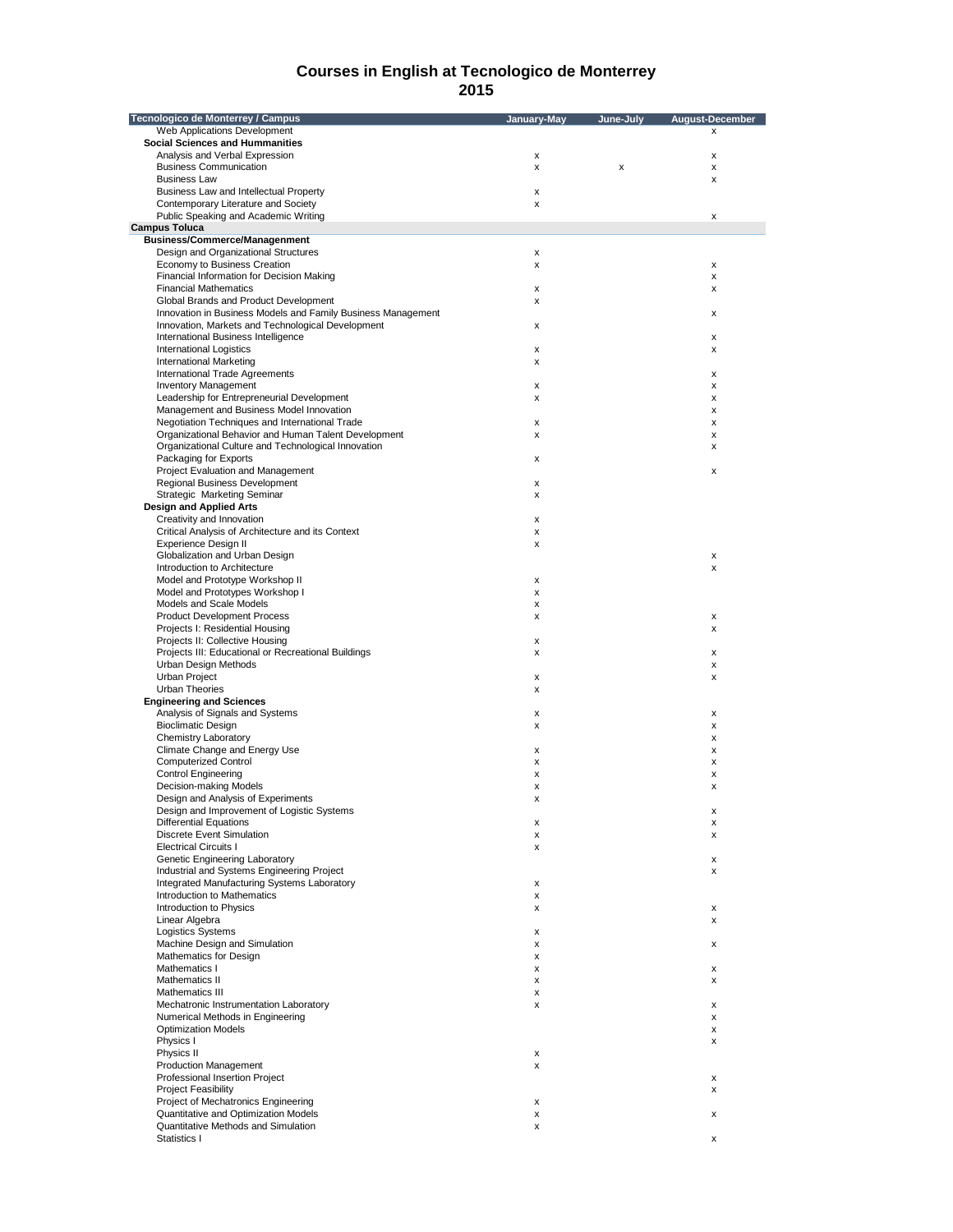# Courses in English at Tecnologico de Monterrey
## 2015

| Tecnologico de Monterrey / Campus | January-May | June-July | August-December |
|---|---|---|---|
| Web Applications Development | | | x |
| **Social Sciences and Hummanities** | | | |
| Analysis and Verbal Expression | x | | x |
| Business Communication | x | x | x |
| Business Law | | | x |
| Business Law and Intellectual Property | x | | |
| Contemporary Literature and Society | x | | |
| Public Speaking and Academic Writing | | | x |
| **Campus Toluca** | | | |
| **Business/Commerce/Managenment** | | | |
| Design and Organizational Structures | x | | |
| Economy to Business Creation | x | | x |
| Financial Information for Decision Making | | | x |
| Financial Mathematics | x | | x |
| Global Brands and Product Development | x | | |
| Innovation in Business Models and Family Business Management | | | x |
| Innovation, Markets and Technological Development | x | | |
| International Business Intelligence | | | x |
| International Logistics | x | | x |
| International Marketing | x | | |
| International Trade Agreements | | | x |
| Inventory Management | x | | x |
| Leadership for Entrepreneurial Development | x | | x |
| Management and Business Model Innovation | | | x |
| Negotiation Techniques and International Trade | x | | x |
| Organizational Behavior and Human Talent Development | x | | x |
| Organizational Culture and Technological Innovation | | | x |
| Packaging for Exports | x | | |
| Project Evaluation and Management | | | x |
| Regional Business Development | x | | |
| Strategic  Marketing Seminar | x | | |
| **Design and Applied Arts** | | | |
| Creativity and Innovation | x | | |
| Critical Analysis of Architecture and its Context | x | | |
| Experience Design II | x | | |
| Globalization and Urban Design | | | x |
| Introduction to Architecture | | | x |
| Model and Prototype Workshop II | x | | |
| Model and Prototypes Workshop I | x | | |
| Models and Scale Models | x | | |
| Product Development Process | x | | x |
| Projects I: Residential Housing | | | x |
| Projects II: Collective Housing | x | | |
| Projects III: Educational or Recreational Buildings | x | | x |
| Urban Design Methods | | | x |
| Urban Project | x | | x |
| Urban Theories | x | | |
| **Engineering and Sciences** | | | |
| Analysis of Signals and Systems | x | | x |
| Bioclimatic Design | x | | x |
| Chemistry Laboratory | | | x |
| Climate Change and Energy Use | x | | x |
| Computerized Control | x | | x |
| Control Engineering | x | | x |
| Decision-making Models | x | | x |
| Design and Analysis of Experiments | x | | |
| Design and Improvement of Logistic Systems | | | x |
| Differential Equations | x | | x |
| Discrete Event Simulation | x | | x |
| Electrical Circuits I | x | | |
| Genetic Engineering Laboratory | | | x |
| Industrial and Systems Engineering Project | | | x |
| Integrated Manufacturing Systems Laboratory | x | | |
| Introduction to Mathematics | x | | |
| Introduction to Physics | x | | x |
| Linear Algebra | | | x |
| Logistics Systems | x | | |
| Machine Design and Simulation | x | | x |
| Mathematics for Design | x | | |
| Mathematics I | x | | x |
| Mathematics II | x | | x |
| Mathematics III | x | | |
| Mechatronic Instrumentation Laboratory | x | | x |
| Numerical Methods in Engineering | | | x |
| Optimization Models | | | x |
| Physics I | | | x |
| Physics II | x | | |
| Production Management | x | | |
| Professional Insertion Project | | | x |
| Project Feasibility | | | x |
| Project of Mechatronics Engineering | x | | |
| Quantitative and Optimization Models | x | | x |
| Quantitative Methods and Simulation | x | | |
| Statistics I | | | x |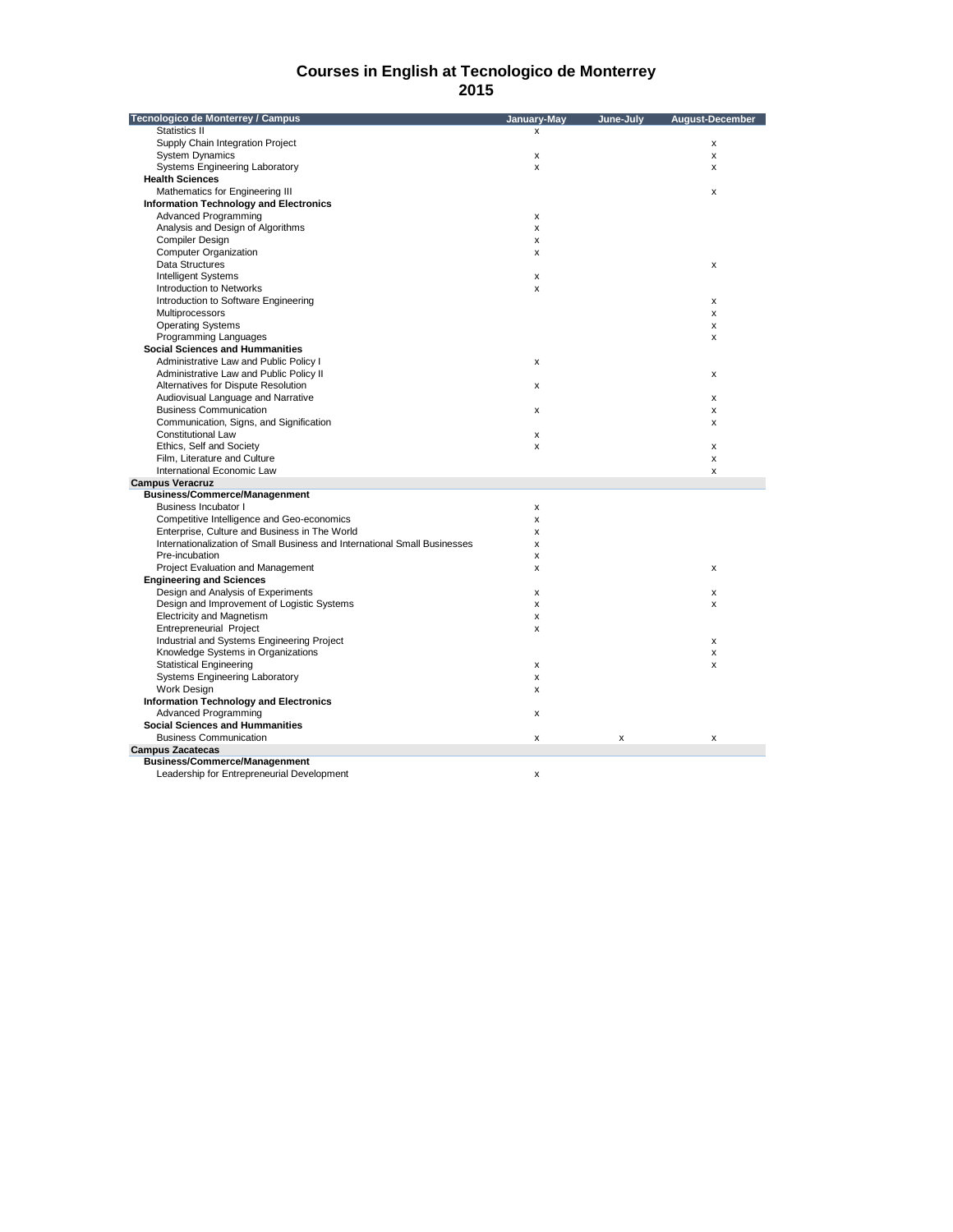# Courses in English at Tecnologico de Monterrey
## 2015

| Tecnologico de Monterrey / Campus | January-May | June-July | August-December |
|---|---|---|---|
| Statistics II | x | | |
| Supply Chain Integration Project | | | x |
| System Dynamics | x | | x |
| Systems Engineering Laboratory | x | | x |
| **Health Sciences** | | | |
| Mathematics for Engineering III | | | x |
| **Information Technology and Electronics** | | | |
| Advanced Programming | x | | |
| Analysis and Design of Algorithms | x | | |
| Compiler Design | x | | |
| Computer Organization | x | | |
| Data Structures | | | x |
| Intelligent Systems | x | | |
| Introduction to Networks | x | | |
| Introduction to Software Engineering | | | x |
| Multiprocessors | | | x |
| Operating Systems | | | x |
| Programming Languages | | | x |
| **Social Sciences and Hummanities** | | | |
| Administrative Law and Public Policy I | x | | |
| Administrative Law and Public Policy II | | | x |
| Alternatives for Dispute Resolution | x | | |
| Audiovisual Language and Narrative | | | x |
| Business Communication | x | | x |
| Communication, Signs, and Signification | | | x |
| Constitutional Law | x | | |
| Ethics, Self and Society | x | | x |
| Film, Literature and Culture | | | x |
| International Economic Law | | | x |
| **Campus Veracruz** | | | |
| **Business/Commerce/Manangement** | | | |
| Business Incubator I | x | | |
| Competitive Intelligence and Geo-economics | x | | |
| Enterprise, Culture and Business in The World | x | | |
| Internationalization of Small Business and International Small Businesses | x | | |
| Pre-incubation | x | | |
| Project Evaluation and Management | x | | x |
| **Engineering and Sciences** | | | |
| Design and Analysis of Experiments | x | | x |
| Design and Improvement of Logistic Systems | x | | x |
| Electricity and Magnetism | x | | |
| Entrepreneurial Project | x | | |
| Industrial and Systems Engineering Project | | | x |
| Knowledge Systems in Organizations | | | x |
| Statistical Engineering | x | | x |
| Systems Engineering Laboratory | x | | |
| Work Design | x | | |
| **Information Technology and Electronics** | | | |
| Advanced Programming | x | | |
| **Social Sciences and Hummanities** | | | |
| Business Communication | x | x | x |
| **Campus Zacatecas** | | | |
| **Business/Commerce/Manangement** | | | |
| Leadership for Entrepreneurial Development | x | | |